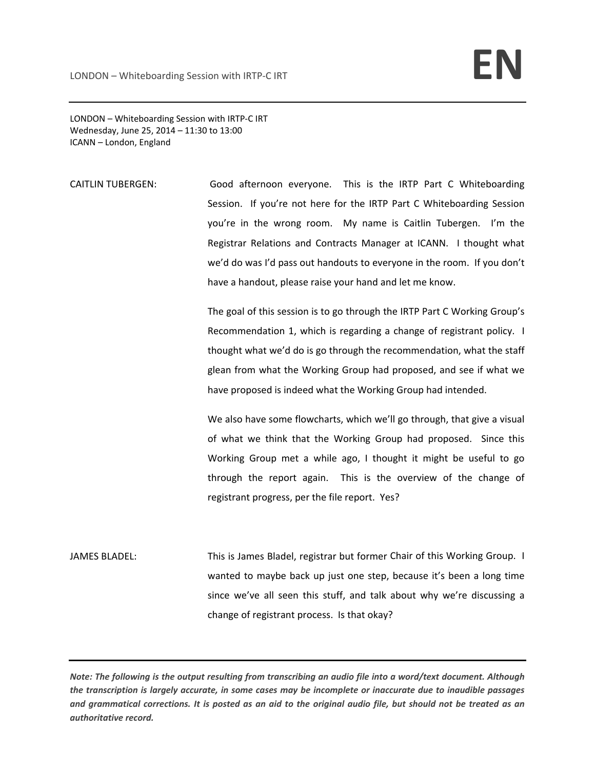LONDON – Whiteboarding Session with IRTP-C IRT
Wednesday, June 25, 2014 – 11:30 to 13:00
ICANN – London, England

CAITLIN TUBERGEN: Good afternoon everyone. This is the IRTP Part C Whiteboarding Session. If you're not here for the IRTP Part C Whiteboarding Session you're in the wrong room. My name is Caitlin Tubergen. I'm the Registrar Relations and Contracts Manager at ICANN. I thought what we'd do was I'd pass out handouts to everyone in the room. If you don't have a handout, please raise your hand and let me know.

The goal of this session is to go through the IRTP Part C Working Group's Recommendation 1, which is regarding a change of registrant policy. I thought what we'd do is go through the recommendation, what the staff glean from what the Working Group had proposed, and see if what we have proposed is indeed what the Working Group had intended.

We also have some flowcharts, which we'll go through, that give a visual of what we think that the Working Group had proposed. Since this Working Group met a while ago, I thought it might be useful to go through the report again. This is the overview of the change of registrant progress, per the file report. Yes?

JAMES BLADEL: This is James Bladel, registrar but former Chair of this Working Group. I wanted to maybe back up just one step, because it's been a long time since we've all seen this stuff, and talk about why we're discussing a change of registrant process. Is that okay?

***Note: The following is the output resulting from transcribing an audio file into a word/text document. Although the transcription is largely accurate, in some cases may be incomplete or inaccurate due to inaudible passages and grammatical corrections. It is posted as an aid to the original audio file, but should not be treated as an authoritative record.***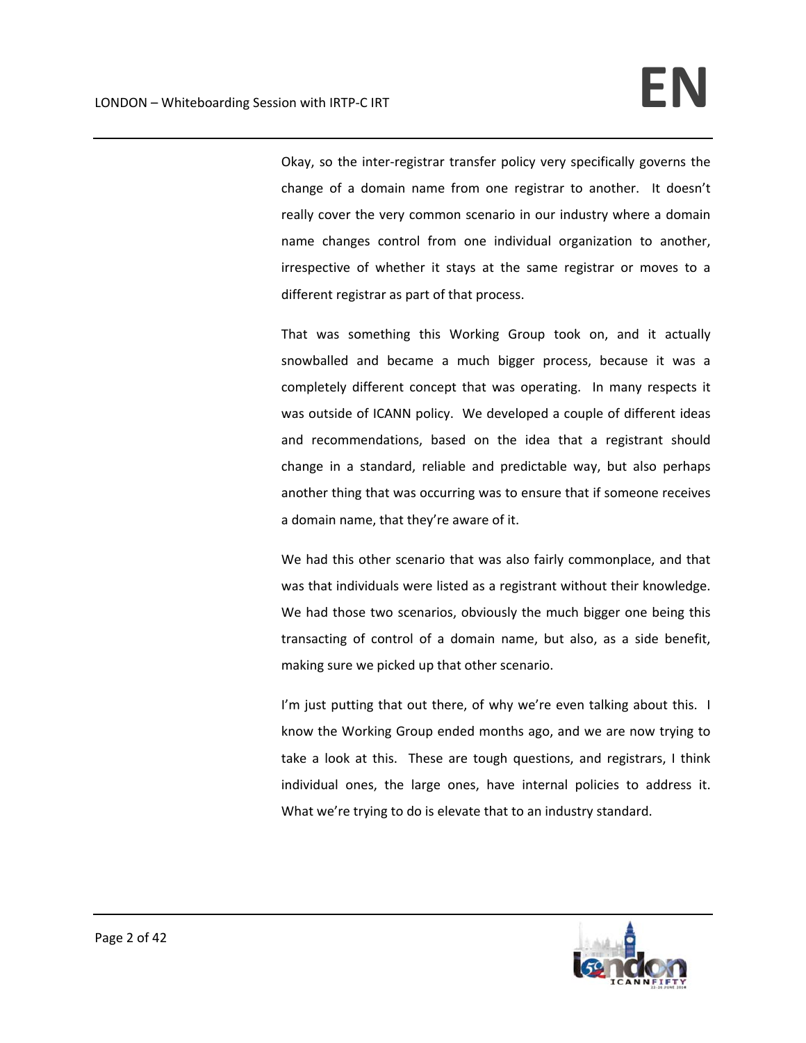Okay, so the inter-registrar transfer policy very specifically governs the change of a domain name from one registrar to another. It doesn't really cover the very common scenario in our industry where a domain name changes control from one individual organization to another, irrespective of whether it stays at the same registrar or moves to a different registrar as part of that process.

That was something this Working Group took on, and it actually snowballed and became a much bigger process, because it was a completely different concept that was operating. In many respects it was outside of ICANN policy. We developed a couple of different ideas and recommendations, based on the idea that a registrant should change in a standard, reliable and predictable way, but also perhaps another thing that was occurring was to ensure that if someone receives a domain name, that they're aware of it.

We had this other scenario that was also fairly commonplace, and that was that individuals were listed as a registrant without their knowledge. We had those two scenarios, obviously the much bigger one being this transacting of control of a domain name, but also, as a side benefit, making sure we picked up that other scenario.

I'm just putting that out there, of why we're even talking about this. I know the Working Group ended months ago, and we are now trying to take a look at this. These are tough questions, and registrars, I think individual ones, the large ones, have internal policies to address it. What we're trying to do is elevate that to an industry standard.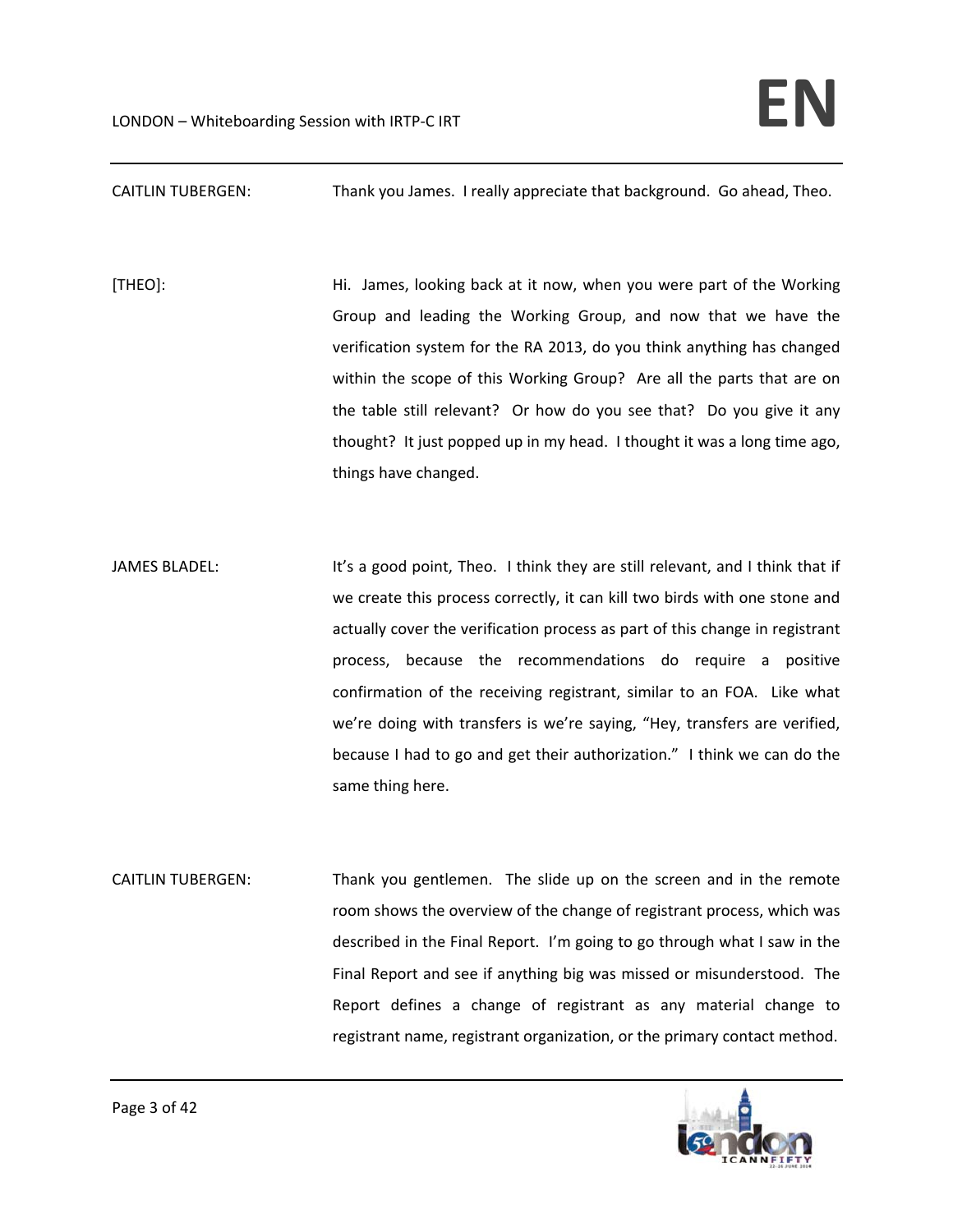CAITLIN TUBERGEN: Thank you James. I really appreciate that background. Go ahead, Theo.

[THEO]: Hi. James, looking back at it now, when you were part of the Working Group and leading the Working Group, and now that we have the verification system for the RA 2013, do you think anything has changed within the scope of this Working Group? Are all the parts that are on the table still relevant? Or how do you see that? Do you give it any thought? It just popped up in my head. I thought it was a long time ago, things have changed.

JAMES BLADEL: It's a good point, Theo. I think they are still relevant, and I think that if we create this process correctly, it can kill two birds with one stone and actually cover the verification process as part of this change in registrant process, because the recommendations do require a positive confirmation of the receiving registrant, similar to an FOA. Like what we're doing with transfers is we're saying, "Hey, transfers are verified, because I had to go and get their authorization." I think we can do the same thing here.

CAITLIN TUBERGEN: Thank you gentlemen. The slide up on the screen and in the remote room shows the overview of the change of registrant process, which was described in the Final Report. I'm going to go through what I saw in the Final Report and see if anything big was missed or misunderstood. The Report defines a change of registrant as any material change to registrant name, registrant organization, or the primary contact method.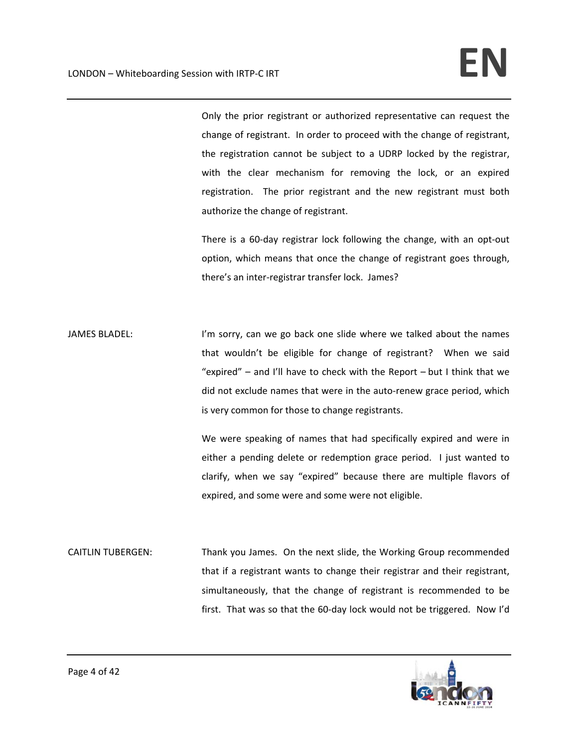Only the prior registrant or authorized representative can request the change of registrant. In order to proceed with the change of registrant, the registration cannot be subject to a UDRP locked by the registrar, with the clear mechanism for removing the lock, or an expired registration. The prior registrant and the new registrant must both authorize the change of registrant.

There is a 60-day registrar lock following the change, with an opt-out option, which means that once the change of registrant goes through, there's an inter-registrar transfer lock. James?

JAMES BLADEL: I'm sorry, can we go back one slide where we talked about the names that wouldn't be eligible for change of registrant? When we said "expired" – and I'll have to check with the Report – but I think that we did not exclude names that were in the auto-renew grace period, which is very common for those to change registrants.

We were speaking of names that had specifically expired and were in either a pending delete or redemption grace period. I just wanted to clarify, when we say "expired" because there are multiple flavors of expired, and some were and some were not eligible.

CAITLIN TUBERGEN: Thank you James. On the next slide, the Working Group recommended that if a registrant wants to change their registrar and their registrant, simultaneously, that the change of registrant is recommended to be first. That was so that the 60-day lock would not be triggered. Now I'd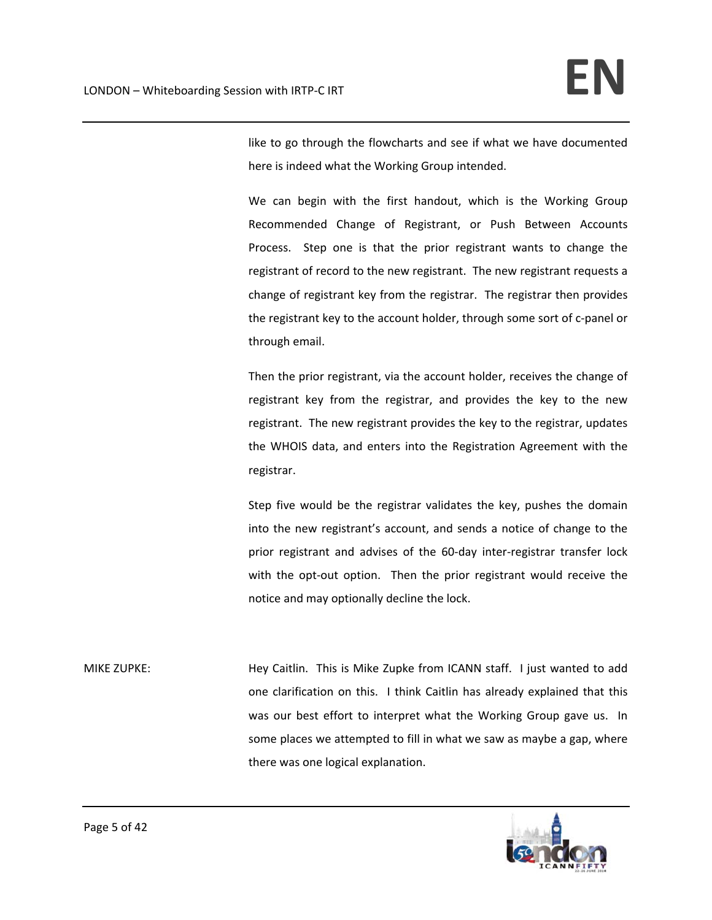like to go through the flowcharts and see if what we have documented here is indeed what the Working Group intended.

We can begin with the first handout, which is the Working Group Recommended Change of Registrant, or Push Between Accounts Process. Step one is that the prior registrant wants to change the registrant of record to the new registrant. The new registrant requests a change of registrant key from the registrar. The registrar then provides the registrant key to the account holder, through some sort of c-panel or through email.

Then the prior registrant, via the account holder, receives the change of registrant key from the registrar, and provides the key to the new registrant. The new registrant provides the key to the registrar, updates the WHOIS data, and enters into the Registration Agreement with the registrar.

Step five would be the registrar validates the key, pushes the domain into the new registrant's account, and sends a notice of change to the prior registrant and advises of the 60-day inter-registrar transfer lock with the opt-out option. Then the prior registrant would receive the notice and may optionally decline the lock.

MIKE ZUPKE: Hey Caitlin. This is Mike Zupke from ICANN staff. I just wanted to add one clarification on this. I think Caitlin has already explained that this was our best effort to interpret what the Working Group gave us. In some places we attempted to fill in what we saw as maybe a gap, where there was one logical explanation.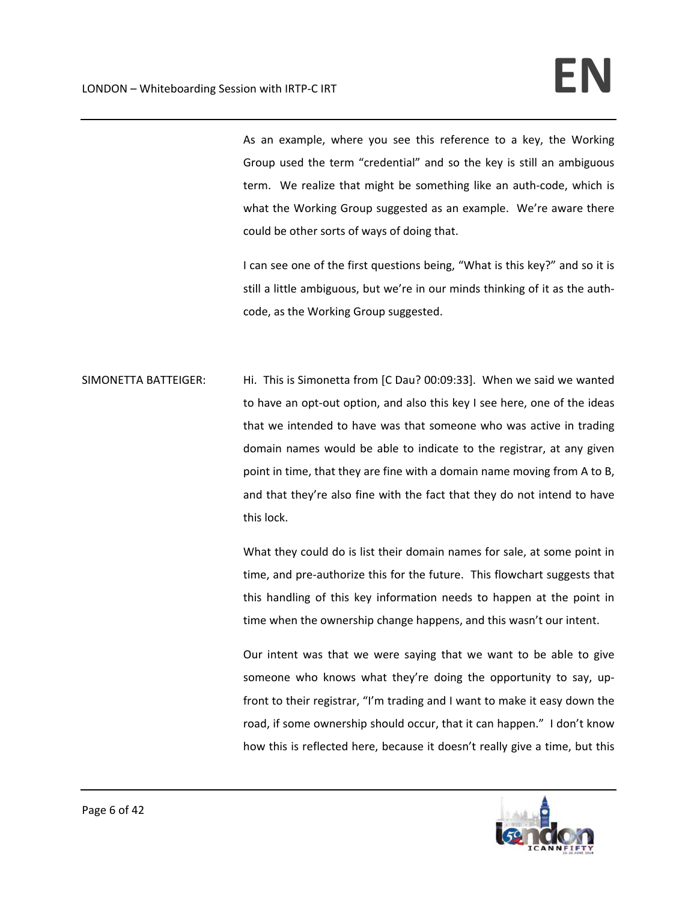As an example, where you see this reference to a key, the Working Group used the term "credential" and so the key is still an ambiguous term. We realize that might be something like an auth-code, which is what the Working Group suggested as an example. We're aware there could be other sorts of ways of doing that.

I can see one of the first questions being, "What is this key?" and so it is still a little ambiguous, but we're in our minds thinking of it as the auth-code, as the Working Group suggested.

SIMONETTA BATTEIGER: Hi. This is Simonetta from [C Dau? 00:09:33]. When we said we wanted to have an opt-out option, and also this key I see here, one of the ideas that we intended to have was that someone who was active in trading domain names would be able to indicate to the registrar, at any given point in time, that they are fine with a domain name moving from A to B, and that they're also fine with the fact that they do not intend to have this lock.

What they could do is list their domain names for sale, at some point in time, and pre-authorize this for the future. This flowchart suggests that this handling of this key information needs to happen at the point in time when the ownership change happens, and this wasn't our intent.

Our intent was that we were saying that we want to be able to give someone who knows what they're doing the opportunity to say, up-front to their registrar, "I'm trading and I want to make it easy down the road, if some ownership should occur, that it can happen." I don't know how this is reflected here, because it doesn't really give a time, but this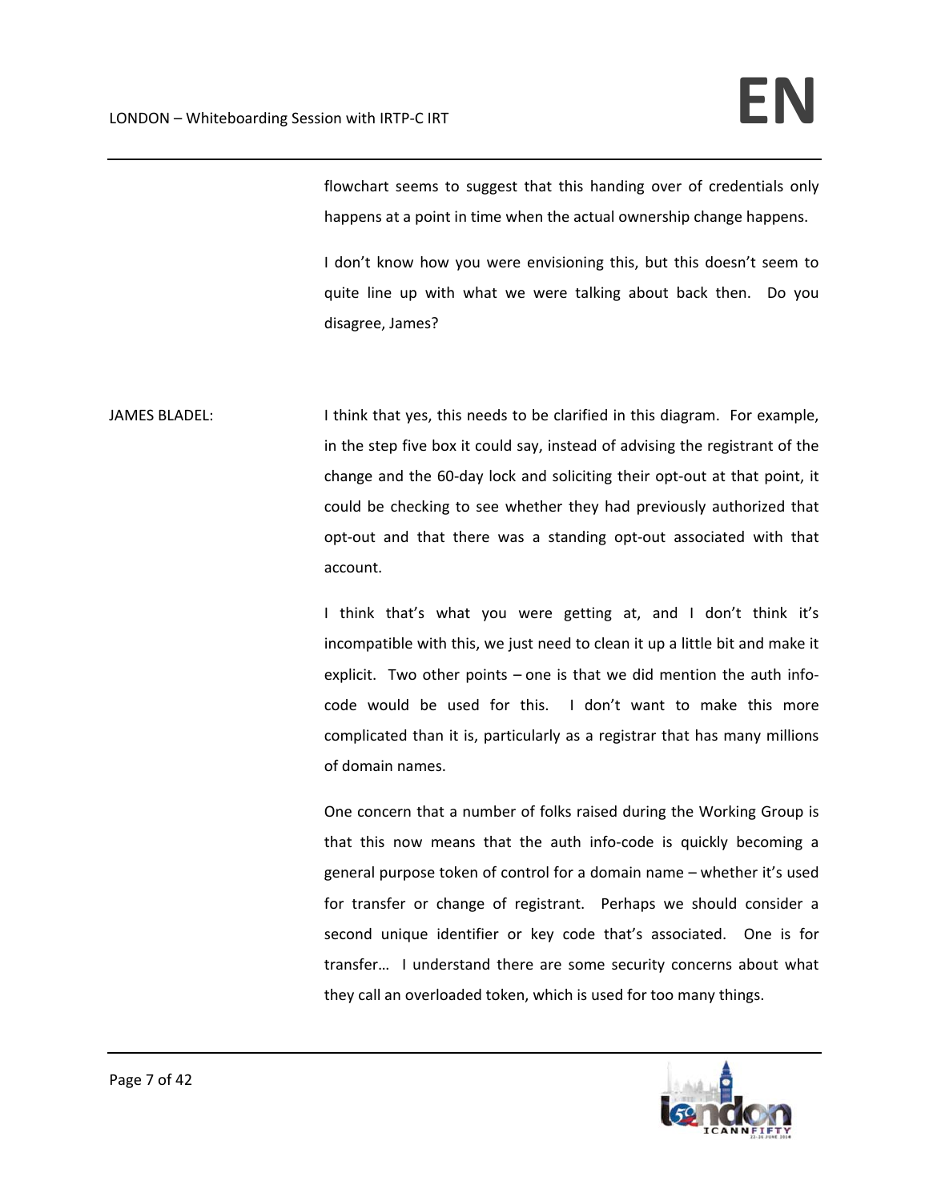flowchart seems to suggest that this handing over of credentials only happens at a point in time when the actual ownership change happens.

I don't know how you were envisioning this, but this doesn't seem to quite line up with what we were talking about back then. Do you disagree, James?

JAMES BLADEL: I think that yes, this needs to be clarified in this diagram. For example, in the step five box it could say, instead of advising the registrant of the change and the 60-day lock and soliciting their opt-out at that point, it could be checking to see whether they had previously authorized that opt-out and that there was a standing opt-out associated with that account.

I think that's what you were getting at, and I don't think it's incompatible with this, we just need to clean it up a little bit and make it explicit. Two other points – one is that we did mention the auth info-code would be used for this. I don't want to make this more complicated than it is, particularly as a registrar that has many millions of domain names.

One concern that a number of folks raised during the Working Group is that this now means that the auth info-code is quickly becoming a general purpose token of control for a domain name – whether it's used for transfer or change of registrant. Perhaps we should consider a second unique identifier or key code that's associated. One is for transfer… I understand there are some security concerns about what they call an overloaded token, which is used for too many things.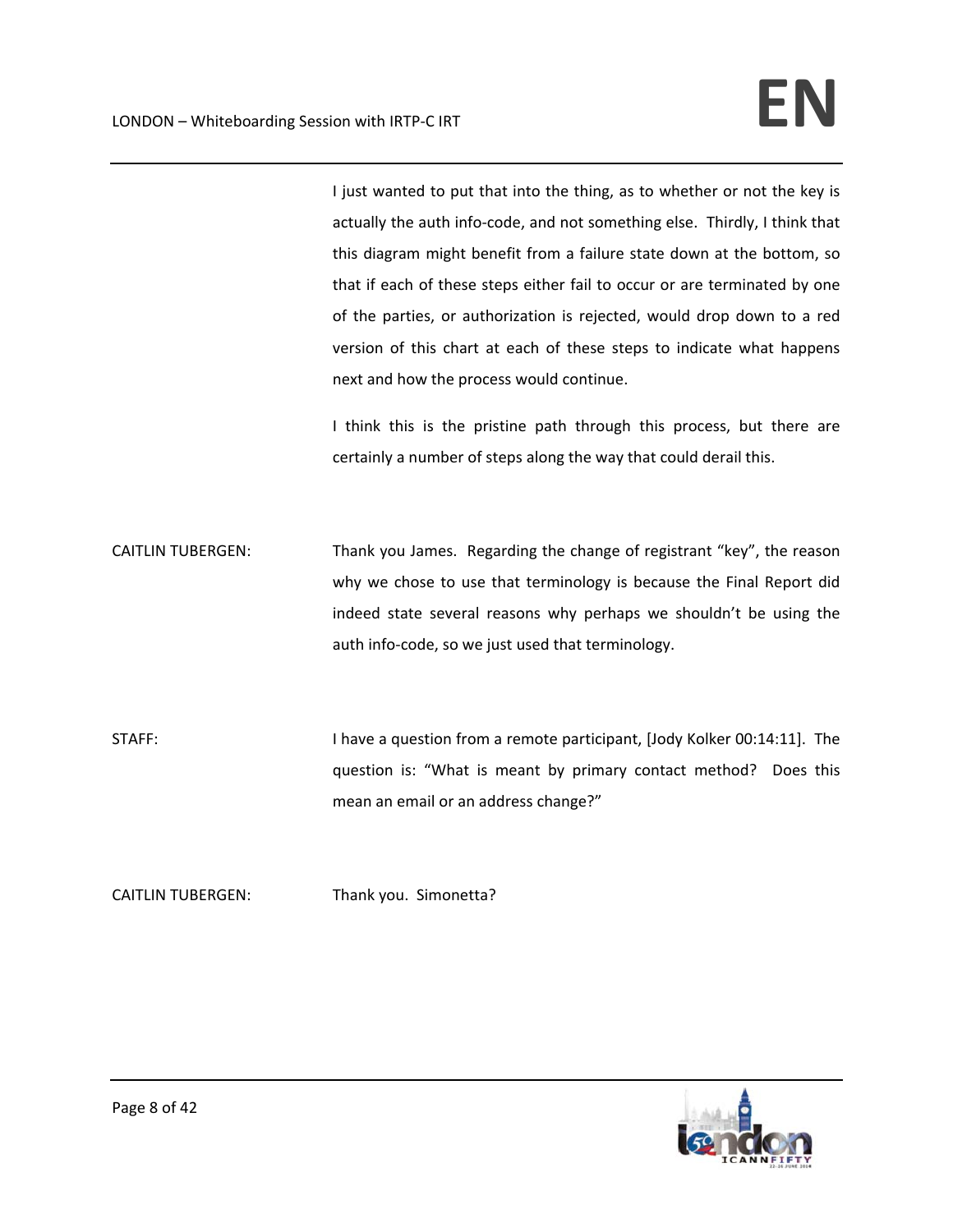I just wanted to put that into the thing, as to whether or not the key is actually the auth info-code, and not something else. Thirdly, I think that this diagram might benefit from a failure state down at the bottom, so that if each of these steps either fail to occur or are terminated by one of the parties, or authorization is rejected, would drop down to a red version of this chart at each of these steps to indicate what happens next and how the process would continue.

I think this is the pristine path through this process, but there are certainly a number of steps along the way that could derail this.

CAITLIN TUBERGEN: Thank you James. Regarding the change of registrant "key", the reason why we chose to use that terminology is because the Final Report did indeed state several reasons why perhaps we shouldn't be using the auth info-code, so we just used that terminology.

STAFF: I have a question from a remote participant, [Jody Kolker 00:14:11]. The question is: "What is meant by primary contact method? Does this mean an email or an address change?"

CAITLIN TUBERGEN: Thank you. Simonetta?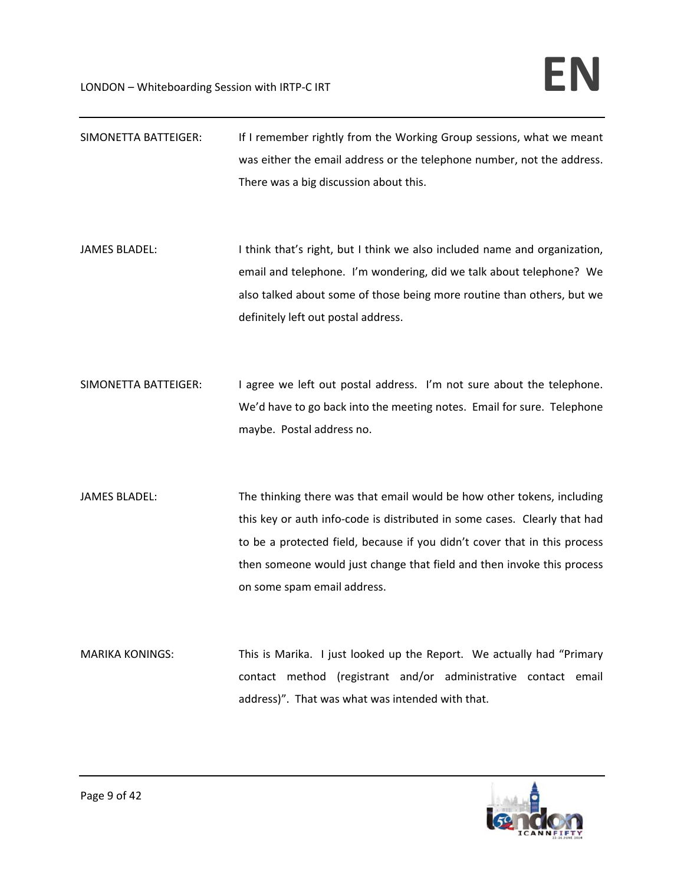SIMONETTA BATTEIGER: If I remember rightly from the Working Group sessions, what we meant was either the email address or the telephone number, not the address. There was a big discussion about this.

JAMES BLADEL: I think that's right, but I think we also included name and organization, email and telephone. I'm wondering, did we talk about telephone? We also talked about some of those being more routine than others, but we definitely left out postal address.

SIMONETTA BATTEIGER: I agree we left out postal address. I'm not sure about the telephone. We'd have to go back into the meeting notes. Email for sure. Telephone maybe. Postal address no.

JAMES BLADEL: The thinking there was that email would be how other tokens, including this key or auth info-code is distributed in some cases. Clearly that had to be a protected field, because if you didn't cover that in this process then someone would just change that field and then invoke this process on some spam email address.

MARIKA KONINGS: This is Marika. I just looked up the Report. We actually had "Primary contact method (registrant and/or administrative contact email address)". That was what was intended with that.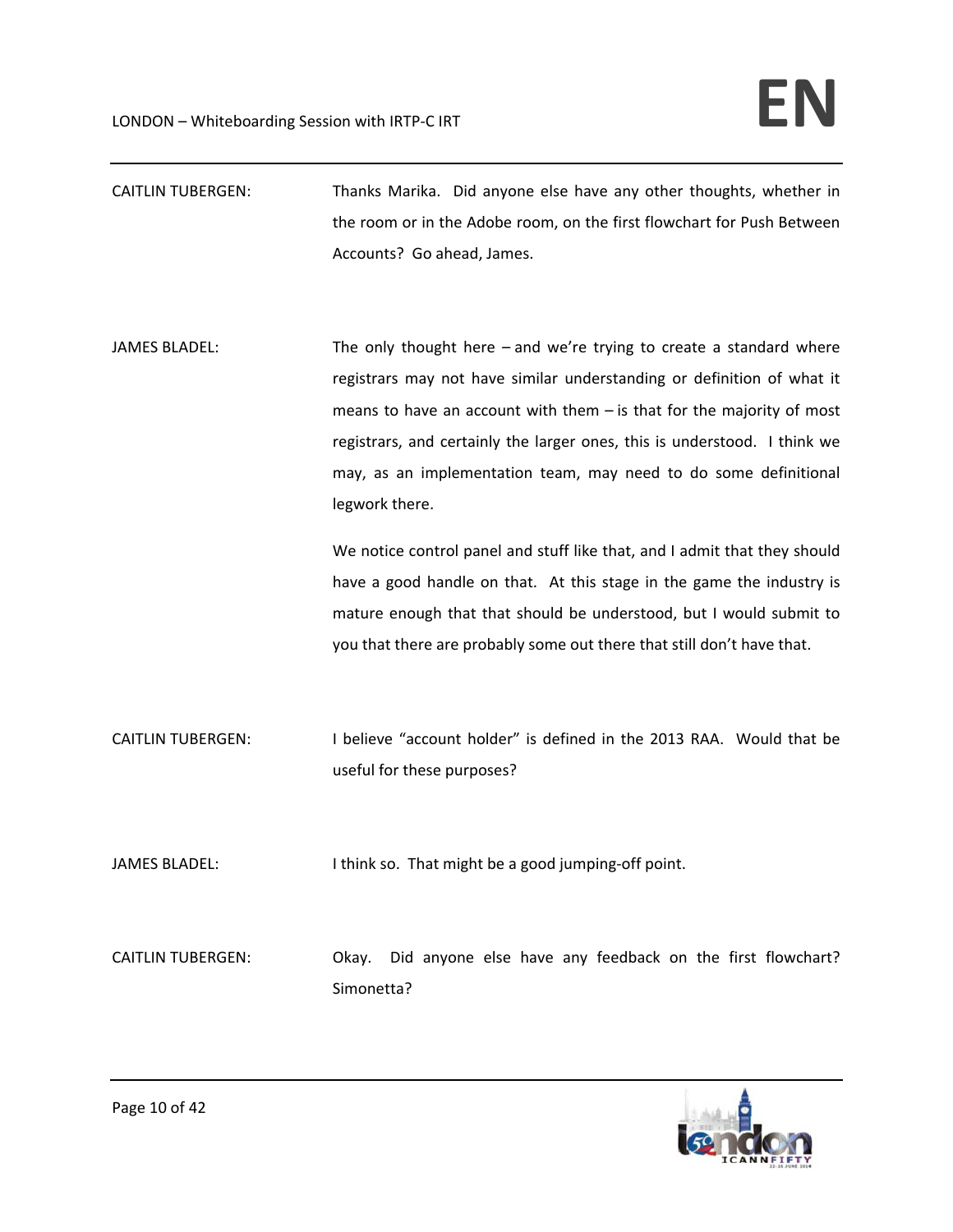CAITLIN TUBERGEN: Thanks Marika. Did anyone else have any other thoughts, whether in the room or in the Adobe room, on the first flowchart for Push Between Accounts? Go ahead, James.

JAMES BLADEL: The only thought here – and we're trying to create a standard where registrars may not have similar understanding or definition of what it means to have an account with them – is that for the majority of most registrars, and certainly the larger ones, this is understood. I think we may, as an implementation team, may need to do some definitional legwork there.

We notice control panel and stuff like that, and I admit that they should have a good handle on that. At this stage in the game the industry is mature enough that that should be understood, but I would submit to you that there are probably some out there that still don't have that.

CAITLIN TUBERGEN: I believe "account holder" is defined in the 2013 RAA. Would that be useful for these purposes?

JAMES BLADEL: I think so. That might be a good jumping-off point.

CAITLIN TUBERGEN: Okay. Did anyone else have any feedback on the first flowchart? Simonetta?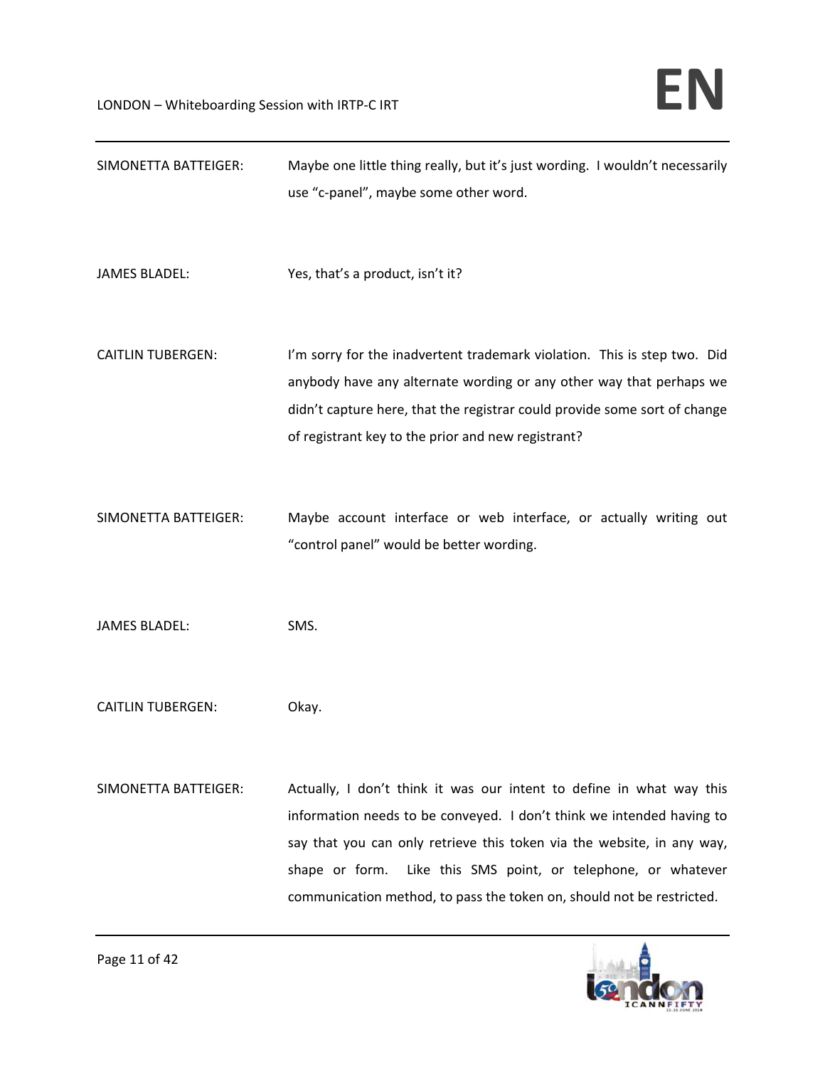SIMONETTA BATTEIGER: Maybe one little thing really, but it's just wording. I wouldn't necessarily use "c-panel", maybe some other word.

JAMES BLADEL: Yes, that's a product, isn't it?

CAITLIN TUBERGEN: I'm sorry for the inadvertent trademark violation. This is step two. Did anybody have any alternate wording or any other way that perhaps we didn't capture here, that the registrar could provide some sort of change of registrant key to the prior and new registrant?

SIMONETTA BATTEIGER: Maybe account interface or web interface, or actually writing out "control panel" would be better wording.

JAMES BLADEL: SMS.

CAITLIN TUBERGEN: Okay.

SIMONETTA BATTEIGER: Actually, I don't think it was our intent to define in what way this information needs to be conveyed. I don't think we intended having to say that you can only retrieve this token via the website, in any way, shape or form. Like this SMS point, or telephone, or whatever communication method, to pass the token on, should not be restricted.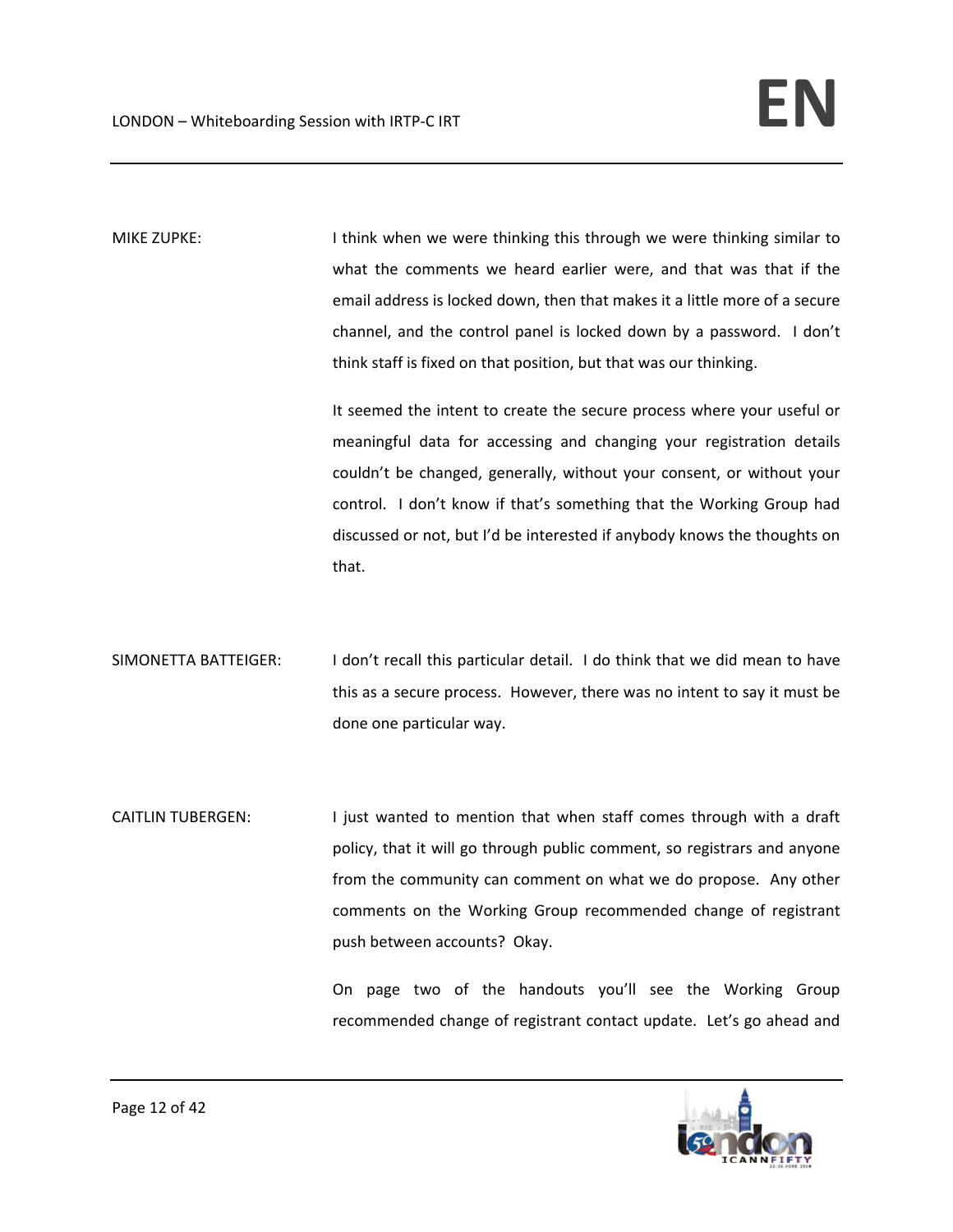MIKE ZUPKE: I think when we were thinking this through we were thinking similar to what the comments we heard earlier were, and that was that if the email address is locked down, then that makes it a little more of a secure channel, and the control panel is locked down by a password. I don't think staff is fixed on that position, but that was our thinking.

It seemed the intent to create the secure process where your useful or meaningful data for accessing and changing your registration details couldn't be changed, generally, without your consent, or without your control. I don't know if that's something that the Working Group had discussed or not, but I'd be interested if anybody knows the thoughts on that.

SIMONETTA BATTEIGER: I don't recall this particular detail. I do think that we did mean to have this as a secure process. However, there was no intent to say it must be done one particular way.

CAITLIN TUBERGEN: I just wanted to mention that when staff comes through with a draft policy, that it will go through public comment, so registrars and anyone from the community can comment on what we do propose. Any other comments on the Working Group recommended change of registrant push between accounts? Okay.

On page two of the handouts you'll see the Working Group recommended change of registrant contact update. Let's go ahead and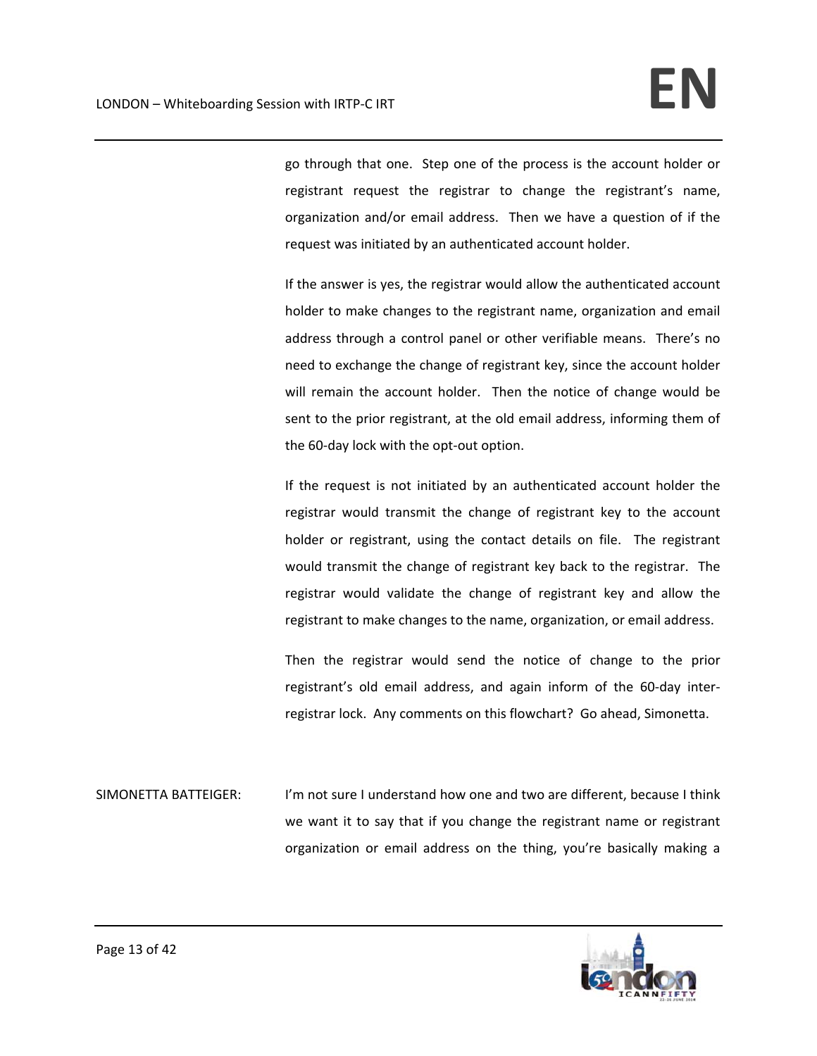go through that one. Step one of the process is the account holder or registrant request the registrar to change the registrant's name, organization and/or email address. Then we have a question of if the request was initiated by an authenticated account holder.

If the answer is yes, the registrar would allow the authenticated account holder to make changes to the registrant name, organization and email address through a control panel or other verifiable means. There's no need to exchange the change of registrant key, since the account holder will remain the account holder. Then the notice of change would be sent to the prior registrant, at the old email address, informing them of the 60-day lock with the opt-out option.

If the request is not initiated by an authenticated account holder the registrar would transmit the change of registrant key to the account holder or registrant, using the contact details on file. The registrant would transmit the change of registrant key back to the registrar. The registrar would validate the change of registrant key and allow the registrant to make changes to the name, organization, or email address.

Then the registrar would send the notice of change to the prior registrant's old email address, and again inform of the 60-day inter-registrar lock. Any comments on this flowchart? Go ahead, Simonetta.

SIMONETTA BATTEIGER: I'm not sure I understand how one and two are different, because I think we want it to say that if you change the registrant name or registrant organization or email address on the thing, you're basically making a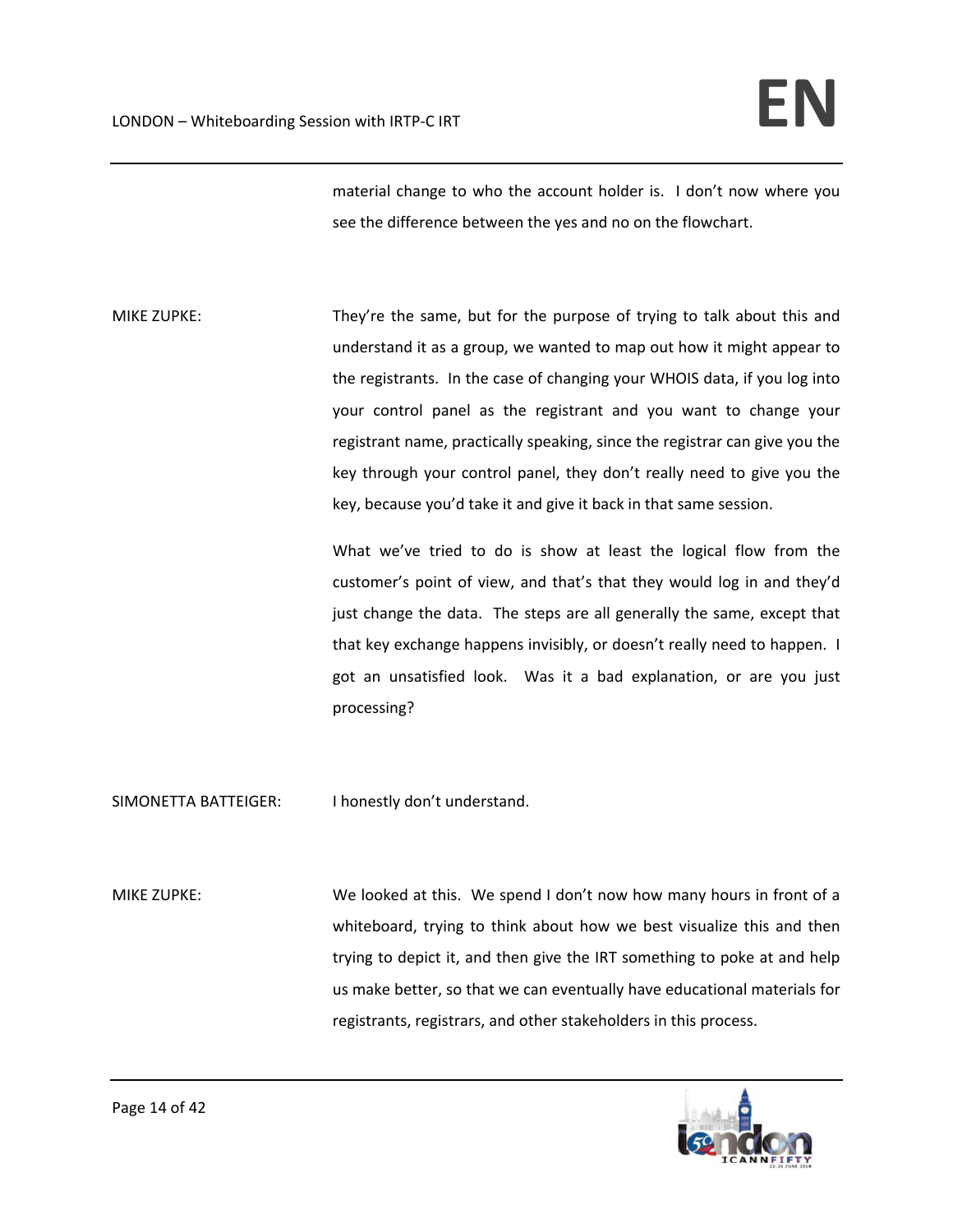material change to who the account holder is. I don't now where you see the difference between the yes and no on the flowchart.

MIKE ZUPKE: They're the same, but for the purpose of trying to talk about this and understand it as a group, we wanted to map out how it might appear to the registrants. In the case of changing your WHOIS data, if you log into your control panel as the registrant and you want to change your registrant name, practically speaking, since the registrar can give you the key through your control panel, they don't really need to give you the key, because you'd take it and give it back in that same session.

What we've tried to do is show at least the logical flow from the customer's point of view, and that's that they would log in and they'd just change the data. The steps are all generally the same, except that that key exchange happens invisibly, or doesn't really need to happen. I got an unsatisfied look. Was it a bad explanation, or are you just processing?

SIMONETTA BATTEIGER: I honestly don't understand.

MIKE ZUPKE: We looked at this. We spend I don't now how many hours in front of a whiteboard, trying to think about how we best visualize this and then trying to depict it, and then give the IRT something to poke at and help us make better, so that we can eventually have educational materials for registrants, registrars, and other stakeholders in this process.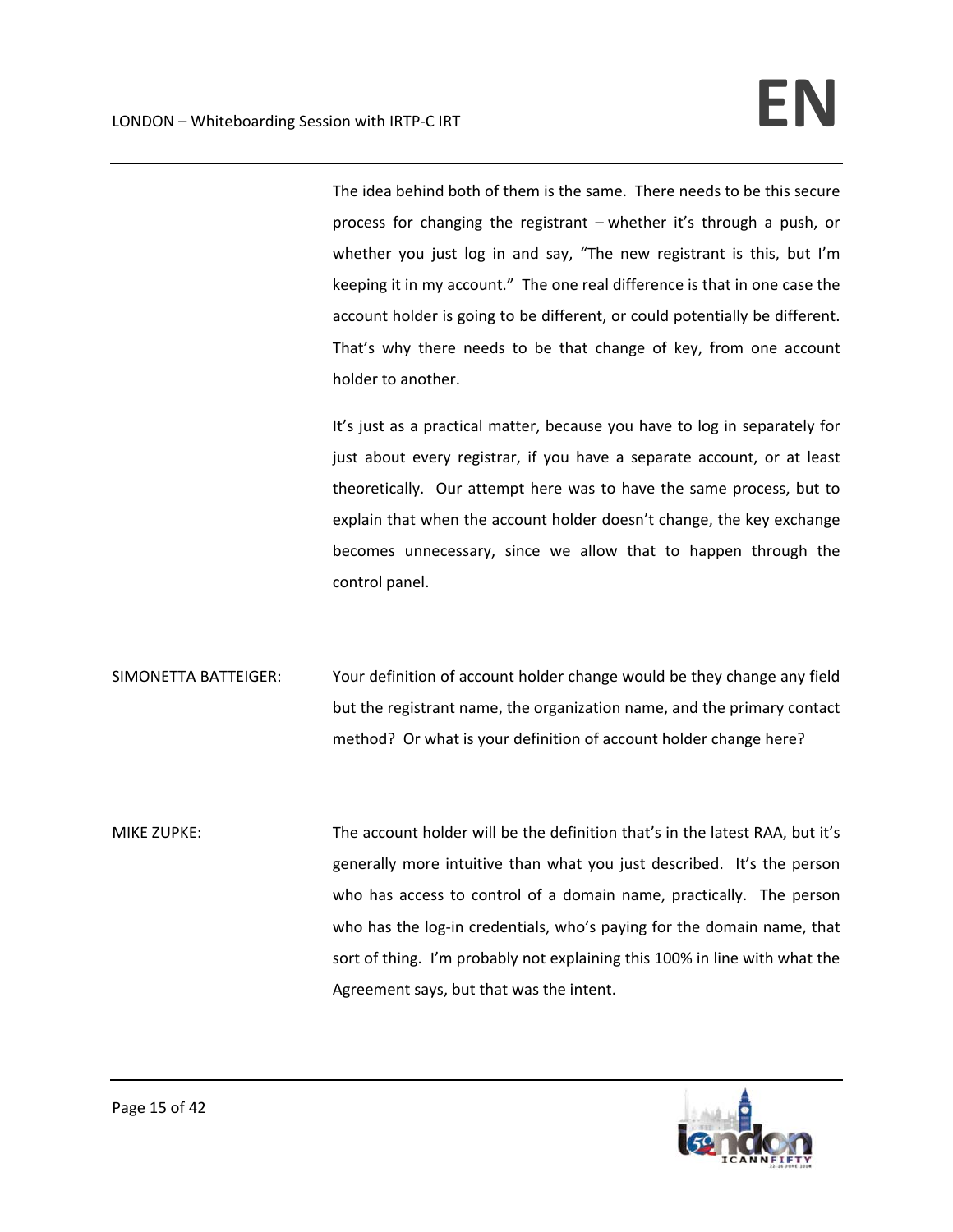The idea behind both of them is the same. There needs to be this secure process for changing the registrant – whether it's through a push, or whether you just log in and say, "The new registrant is this, but I'm keeping it in my account." The one real difference is that in one case the account holder is going to be different, or could potentially be different. That's why there needs to be that change of key, from one account holder to another.

It's just as a practical matter, because you have to log in separately for just about every registrar, if you have a separate account, or at least theoretically. Our attempt here was to have the same process, but to explain that when the account holder doesn't change, the key exchange becomes unnecessary, since we allow that to happen through the control panel.

SIMONETTA BATTEIGER: Your definition of account holder change would be they change any field but the registrant name, the organization name, and the primary contact method? Or what is your definition of account holder change here?

MIKE ZUPKE: The account holder will be the definition that's in the latest RAA, but it's generally more intuitive than what you just described. It's the person who has access to control of a domain name, practically. The person who has the log-in credentials, who's paying for the domain name, that sort of thing. I'm probably not explaining this 100% in line with what the Agreement says, but that was the intent.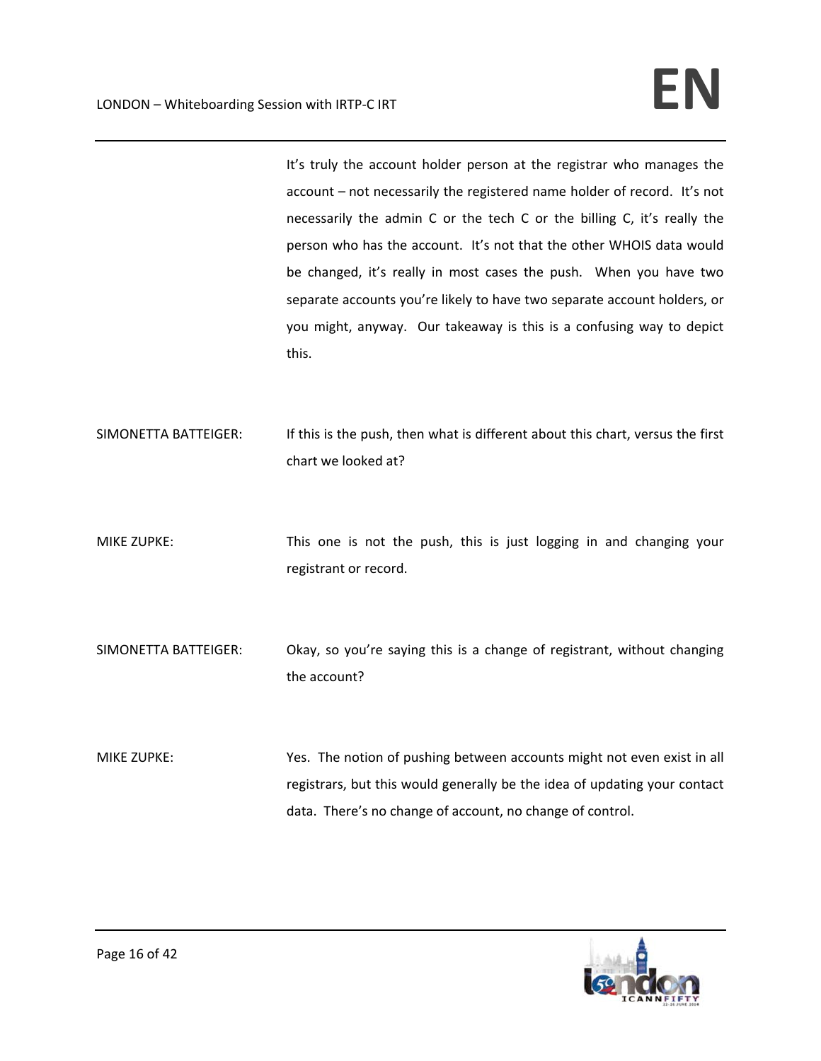It's truly the account holder person at the registrar who manages the account – not necessarily the registered name holder of record. It's not necessarily the admin C or the tech C or the billing C, it's really the person who has the account. It's not that the other WHOIS data would be changed, it's really in most cases the push. When you have two separate accounts you're likely to have two separate account holders, or you might, anyway. Our takeaway is this is a confusing way to depict this.

SIMONETTA BATTEIGER: If this is the push, then what is different about this chart, versus the first chart we looked at?

MIKE ZUPKE: This one is not the push, this is just logging in and changing your registrant or record.

SIMONETTA BATTEIGER: Okay, so you're saying this is a change of registrant, without changing the account?

MIKE ZUPKE: Yes. The notion of pushing between accounts might not even exist in all registrars, but this would generally be the idea of updating your contact data. There's no change of account, no change of control.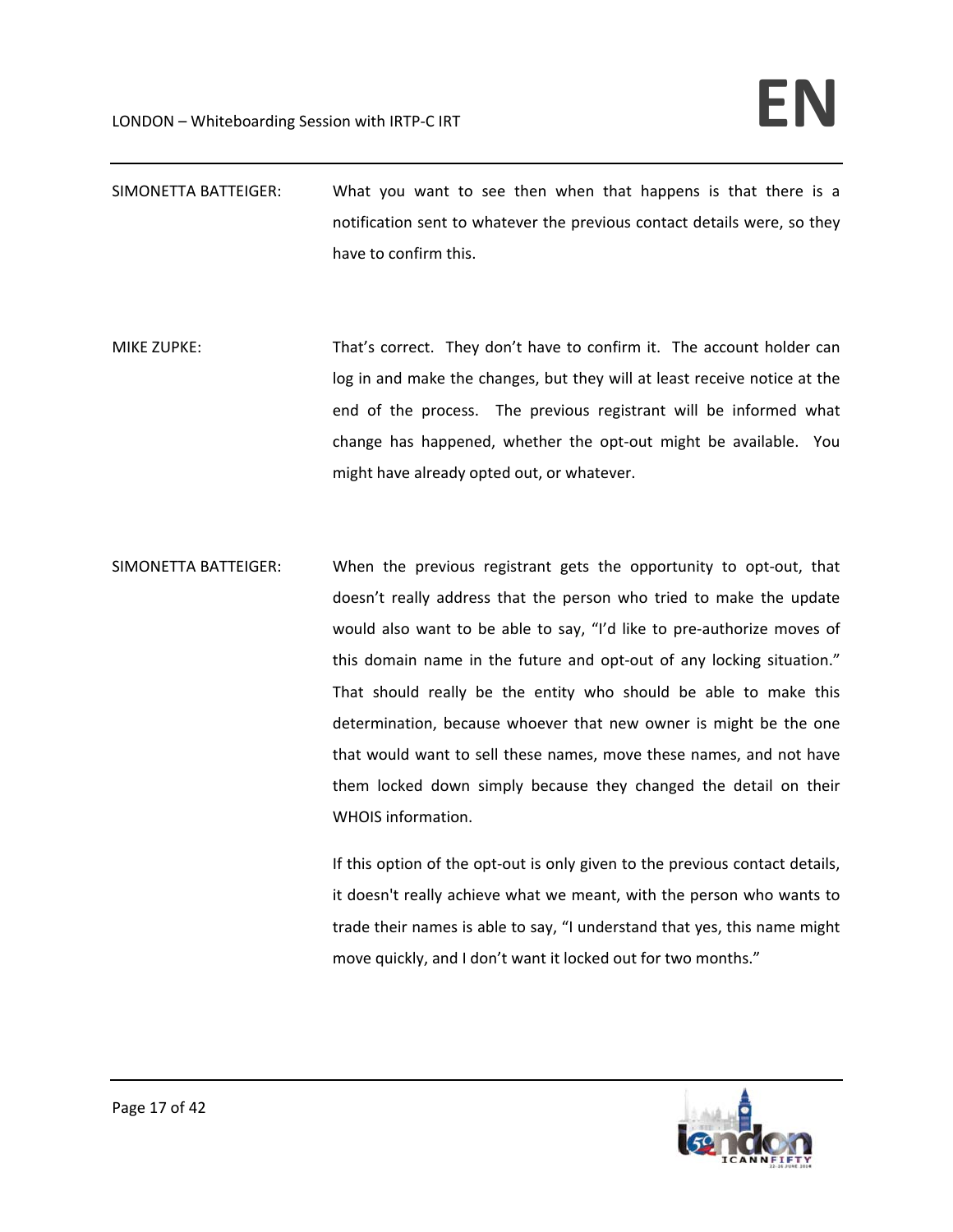SIMONETTA BATTEIGER: What you want to see then when that happens is that there is a notification sent to whatever the previous contact details were, so they have to confirm this.

MIKE ZUPKE: That's correct. They don't have to confirm it. The account holder can log in and make the changes, but they will at least receive notice at the end of the process. The previous registrant will be informed what change has happened, whether the opt-out might be available. You might have already opted out, or whatever.

SIMONETTA BATTEIGER: When the previous registrant gets the opportunity to opt-out, that doesn't really address that the person who tried to make the update would also want to be able to say, "I'd like to pre-authorize moves of this domain name in the future and opt-out of any locking situation." That should really be the entity who should be able to make this determination, because whoever that new owner is might be the one that would want to sell these names, move these names, and not have them locked down simply because they changed the detail on their WHOIS information.

If this option of the opt-out is only given to the previous contact details, it doesn't really achieve what we meant, with the person who wants to trade their names is able to say, "I understand that yes, this name might move quickly, and I don't want it locked out for two months."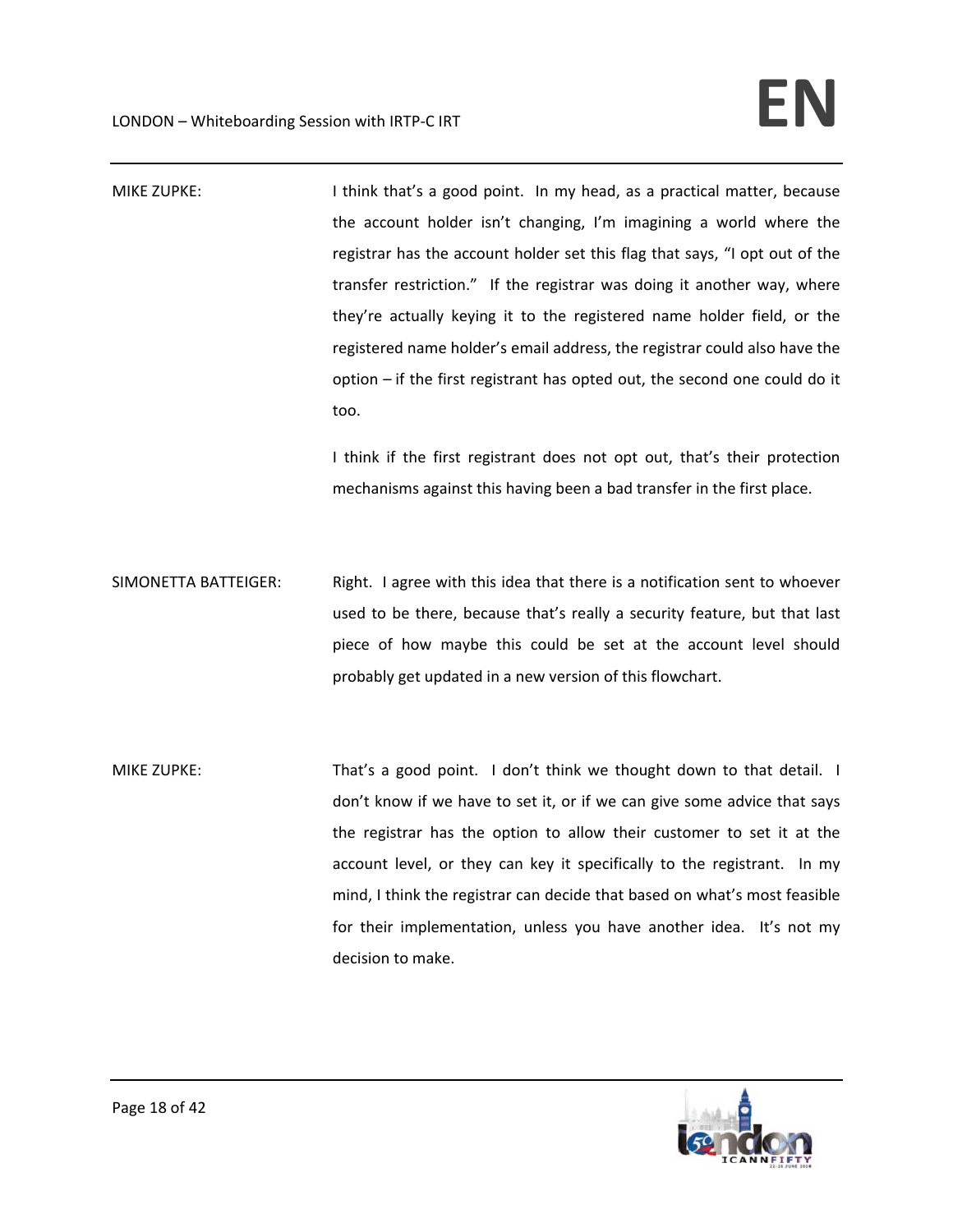MIKE ZUPKE: I think that's a good point. In my head, as a practical matter, because the account holder isn't changing, I'm imagining a world where the registrar has the account holder set this flag that says, "I opt out of the transfer restriction." If the registrar was doing it another way, where they're actually keying it to the registered name holder field, or the registered name holder's email address, the registrar could also have the option – if the first registrant has opted out, the second one could do it too.

I think if the first registrant does not opt out, that's their protection mechanisms against this having been a bad transfer in the first place.

SIMONETTA BATTEIGER: Right. I agree with this idea that there is a notification sent to whoever used to be there, because that's really a security feature, but that last piece of how maybe this could be set at the account level should probably get updated in a new version of this flowchart.

MIKE ZUPKE: That's a good point. I don't think we thought down to that detail. I don't know if we have to set it, or if we can give some advice that says the registrar has the option to allow their customer to set it at the account level, or they can key it specifically to the registrant. In my mind, I think the registrar can decide that based on what's most feasible for their implementation, unless you have another idea. It's not my decision to make.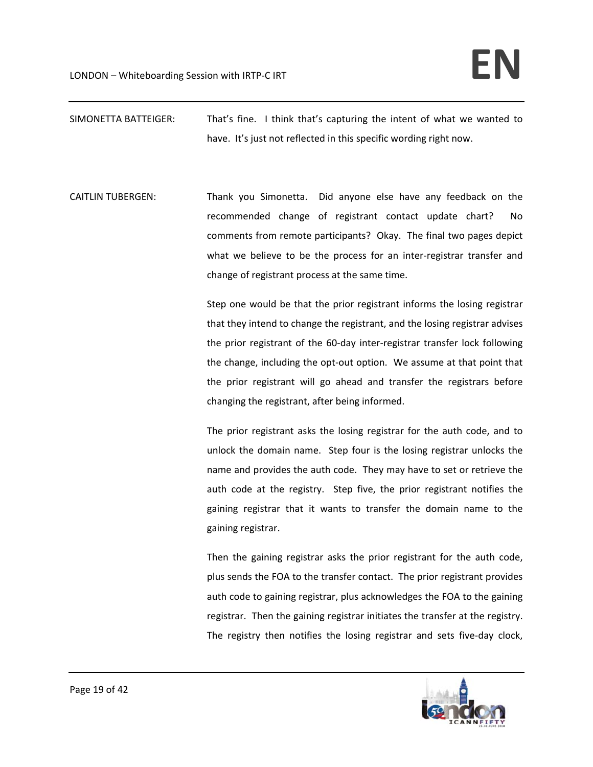SIMONETTA BATTEIGER: That's fine. I think that's capturing the intent of what we wanted to have. It's just not reflected in this specific wording right now.

CAITLIN TUBERGEN: Thank you Simonetta. Did anyone else have any feedback on the recommended change of registrant contact update chart? No comments from remote participants? Okay. The final two pages depict what we believe to be the process for an inter-registrar transfer and change of registrant process at the same time.

Step one would be that the prior registrant informs the losing registrar that they intend to change the registrant, and the losing registrar advises the prior registrant of the 60-day inter-registrar transfer lock following the change, including the opt-out option. We assume at that point that the prior registrant will go ahead and transfer the registrars before changing the registrant, after being informed.

The prior registrant asks the losing registrar for the auth code, and to unlock the domain name. Step four is the losing registrar unlocks the name and provides the auth code. They may have to set or retrieve the auth code at the registry. Step five, the prior registrant notifies the gaining registrar that it wants to transfer the domain name to the gaining registrar.

Then the gaining registrar asks the prior registrant for the auth code, plus sends the FOA to the transfer contact. The prior registrant provides auth code to gaining registrar, plus acknowledges the FOA to the gaining registrar. Then the gaining registrar initiates the transfer at the registry. The registry then notifies the losing registrar and sets five-day clock,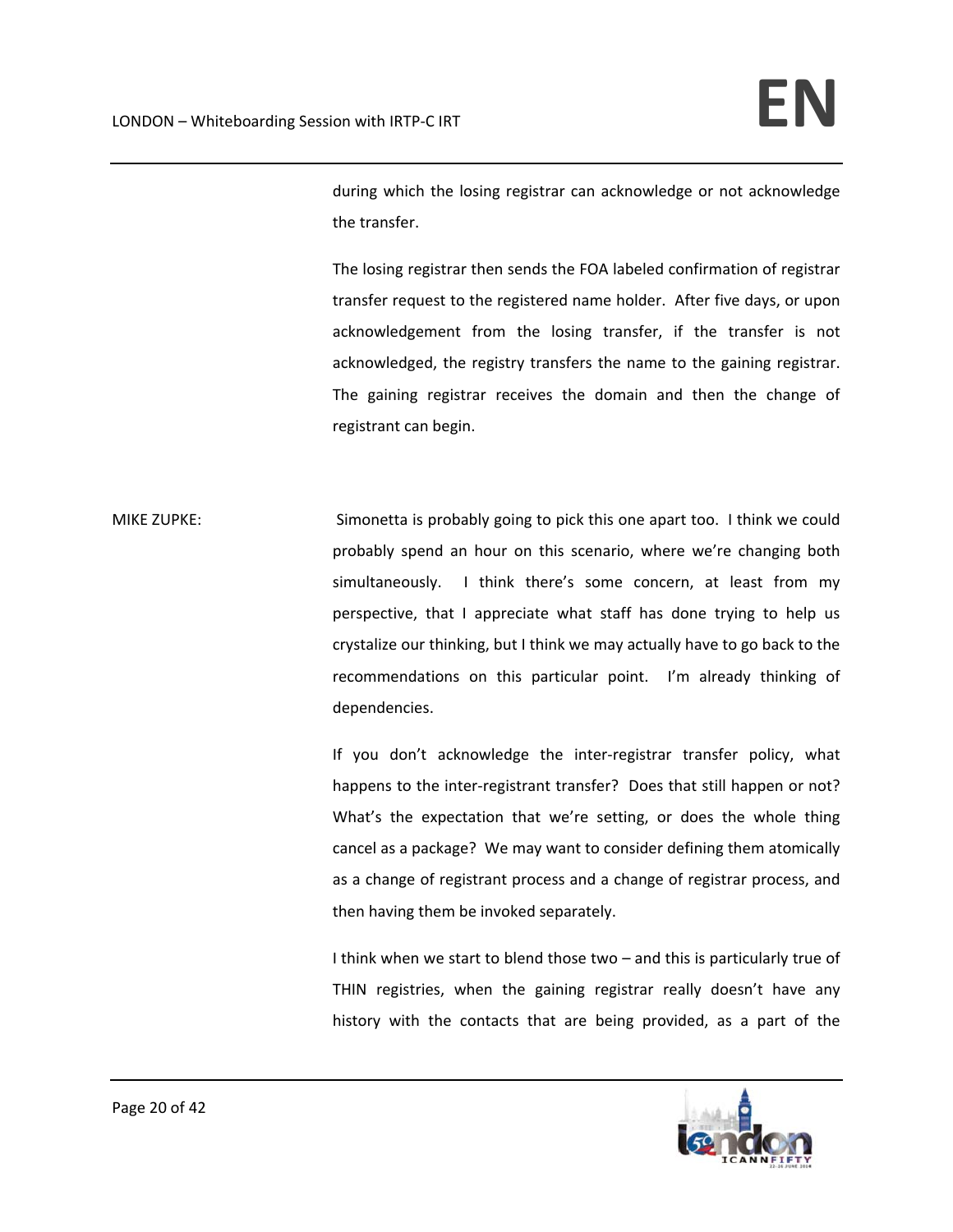during which the losing registrar can acknowledge or not acknowledge the transfer.

The losing registrar then sends the FOA labeled confirmation of registrar transfer request to the registered name holder. After five days, or upon acknowledgement from the losing transfer, if the transfer is not acknowledged, the registry transfers the name to the gaining registrar. The gaining registrar receives the domain and then the change of registrant can begin.

MIKE ZUPKE: Simonetta is probably going to pick this one apart too. I think we could probably spend an hour on this scenario, where we're changing both simultaneously. I think there's some concern, at least from my perspective, that I appreciate what staff has done trying to help us crystalize our thinking, but I think we may actually have to go back to the recommendations on this particular point. I'm already thinking of dependencies.

If you don't acknowledge the inter-registrar transfer policy, what happens to the inter-registrant transfer? Does that still happen or not? What's the expectation that we're setting, or does the whole thing cancel as a package? We may want to consider defining them atomically as a change of registrant process and a change of registrar process, and then having them be invoked separately.

I think when we start to blend those two – and this is particularly true of THIN registries, when the gaining registrar really doesn't have any history with the contacts that are being provided, as a part of the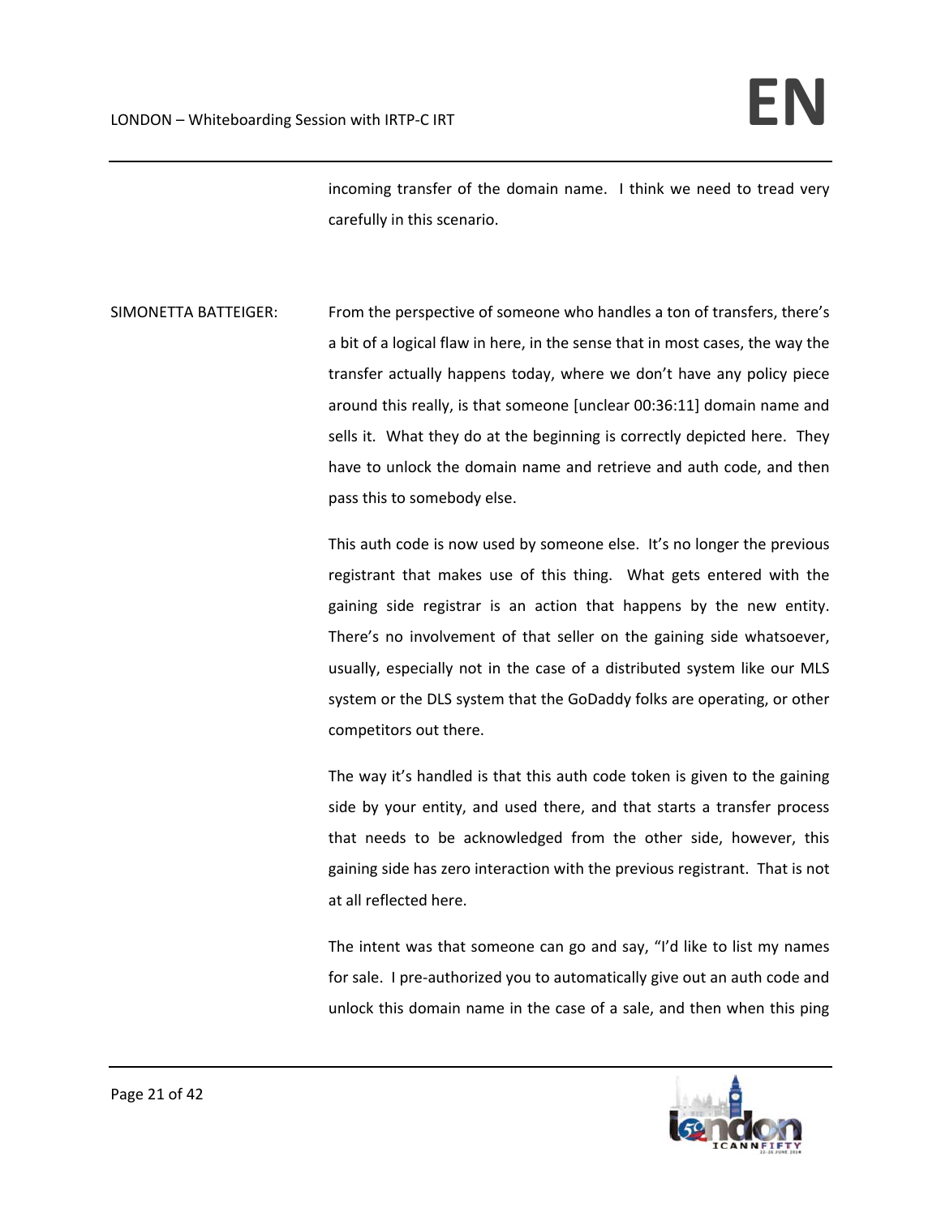incoming transfer of the domain name. I think we need to tread very carefully in this scenario.

SIMONETTA BATTEIGER: From the perspective of someone who handles a ton of transfers, there's a bit of a logical flaw in here, in the sense that in most cases, the way the transfer actually happens today, where we don't have any policy piece around this really, is that someone [unclear 00:36:11] domain name and sells it. What they do at the beginning is correctly depicted here. They have to unlock the domain name and retrieve and auth code, and then pass this to somebody else.

This auth code is now used by someone else. It's no longer the previous registrant that makes use of this thing. What gets entered with the gaining side registrar is an action that happens by the new entity. There's no involvement of that seller on the gaining side whatsoever, usually, especially not in the case of a distributed system like our MLS system or the DLS system that the GoDaddy folks are operating, or other competitors out there.

The way it's handled is that this auth code token is given to the gaining side by your entity, and used there, and that starts a transfer process that needs to be acknowledged from the other side, however, this gaining side has zero interaction with the previous registrant. That is not at all reflected here.

The intent was that someone can go and say, "I'd like to list my names for sale. I pre-authorized you to automatically give out an auth code and unlock this domain name in the case of a sale, and then when this ping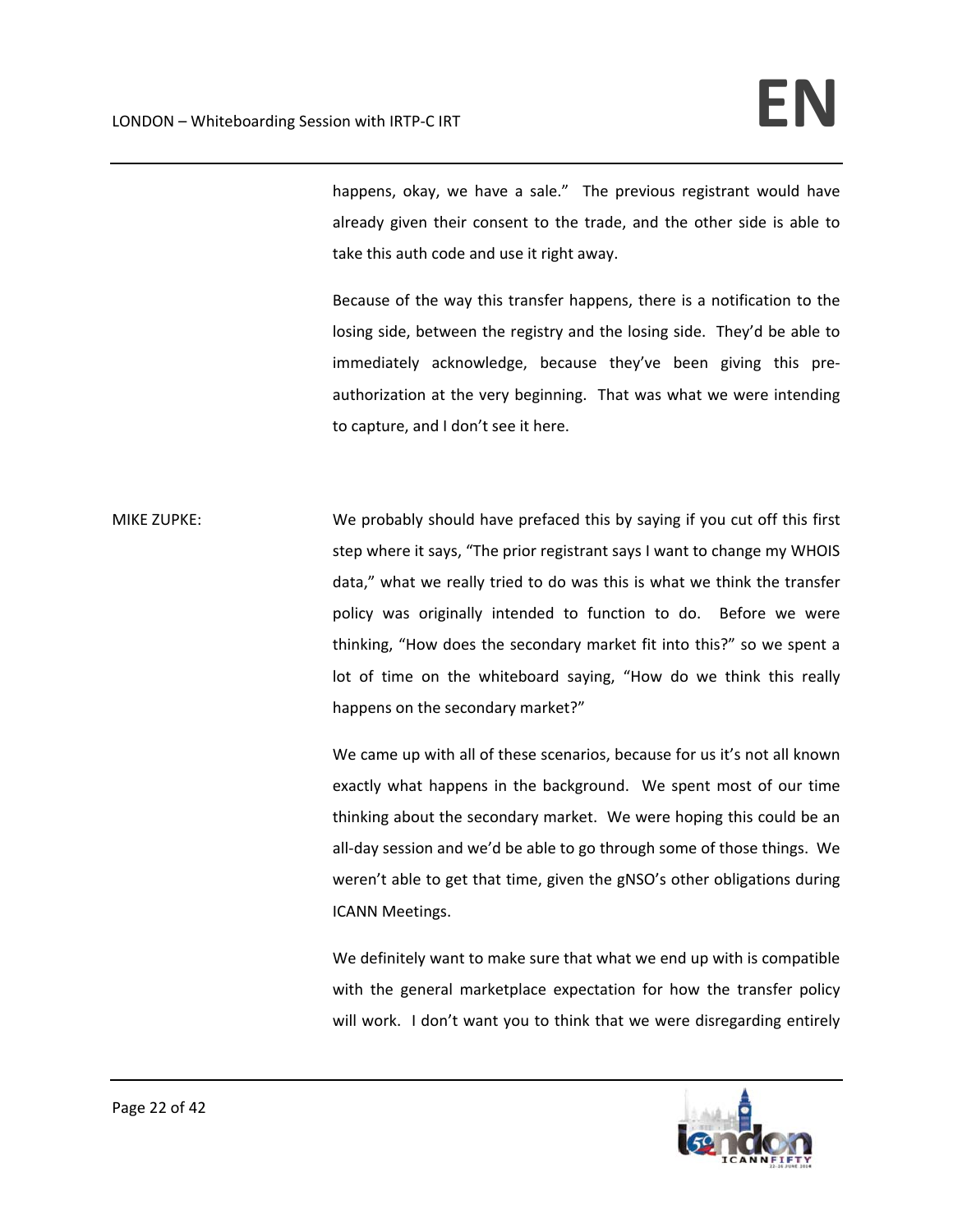happens, okay, we have a sale." The previous registrant would have already given their consent to the trade, and the other side is able to take this auth code and use it right away.

Because of the way this transfer happens, there is a notification to the losing side, between the registry and the losing side. They'd be able to immediately acknowledge, because they've been giving this pre-authorization at the very beginning. That was what we were intending to capture, and I don't see it here.

MIKE ZUPKE: We probably should have prefaced this by saying if you cut off this first step where it says, "The prior registrant says I want to change my WHOIS data," what we really tried to do was this is what we think the transfer policy was originally intended to function to do. Before we were thinking, "How does the secondary market fit into this?" so we spent a lot of time on the whiteboard saying, "How do we think this really happens on the secondary market?"

We came up with all of these scenarios, because for us it's not all known exactly what happens in the background. We spent most of our time thinking about the secondary market. We were hoping this could be an all-day session and we'd be able to go through some of those things. We weren't able to get that time, given the gNSO's other obligations during ICANN Meetings.

We definitely want to make sure that what we end up with is compatible with the general marketplace expectation for how the transfer policy will work. I don't want you to think that we were disregarding entirely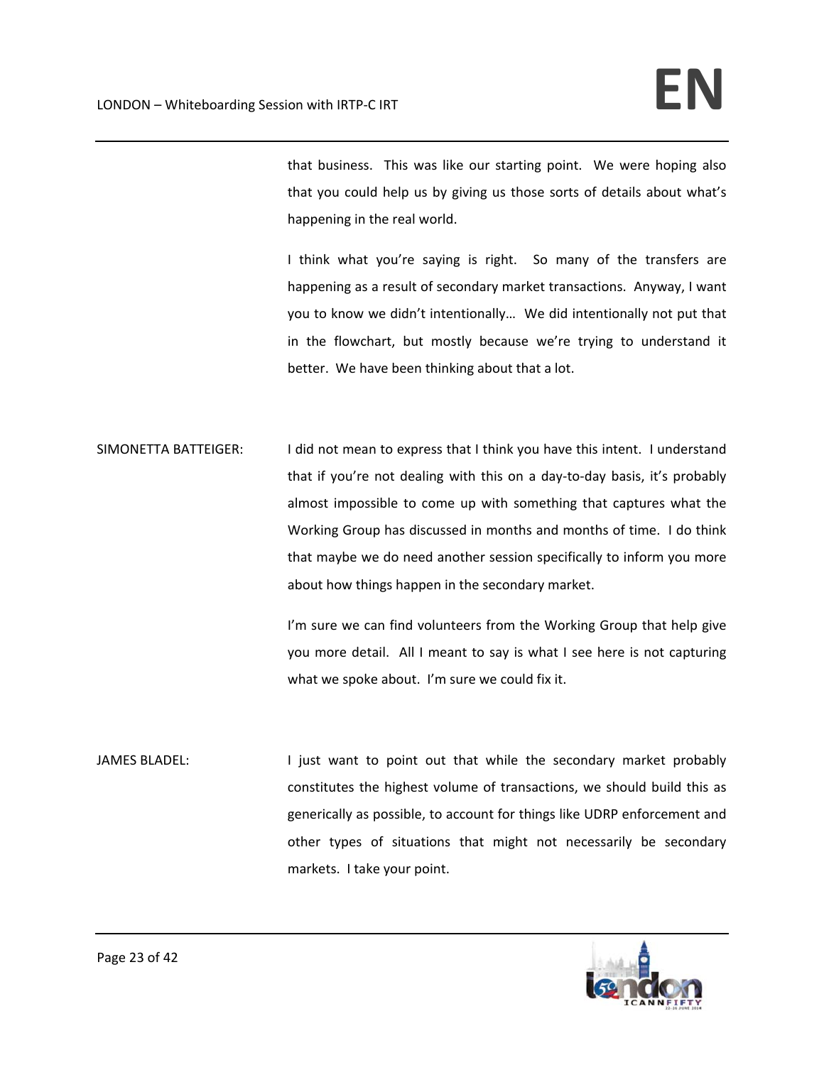that business. This was like our starting point. We were hoping also that you could help us by giving us those sorts of details about what's happening in the real world.

I think what you're saying is right. So many of the transfers are happening as a result of secondary market transactions. Anyway, I want you to know we didn't intentionally… We did intentionally not put that in the flowchart, but mostly because we're trying to understand it better. We have been thinking about that a lot.

SIMONETTA BATTEIGER: I did not mean to express that I think you have this intent. I understand that if you're not dealing with this on a day-to-day basis, it's probably almost impossible to come up with something that captures what the Working Group has discussed in months and months of time. I do think that maybe we do need another session specifically to inform you more about how things happen in the secondary market.

I'm sure we can find volunteers from the Working Group that help give you more detail. All I meant to say is what I see here is not capturing what we spoke about. I'm sure we could fix it.

JAMES BLADEL: I just want to point out that while the secondary market probably constitutes the highest volume of transactions, we should build this as generically as possible, to account for things like UDRP enforcement and other types of situations that might not necessarily be secondary markets. I take your point.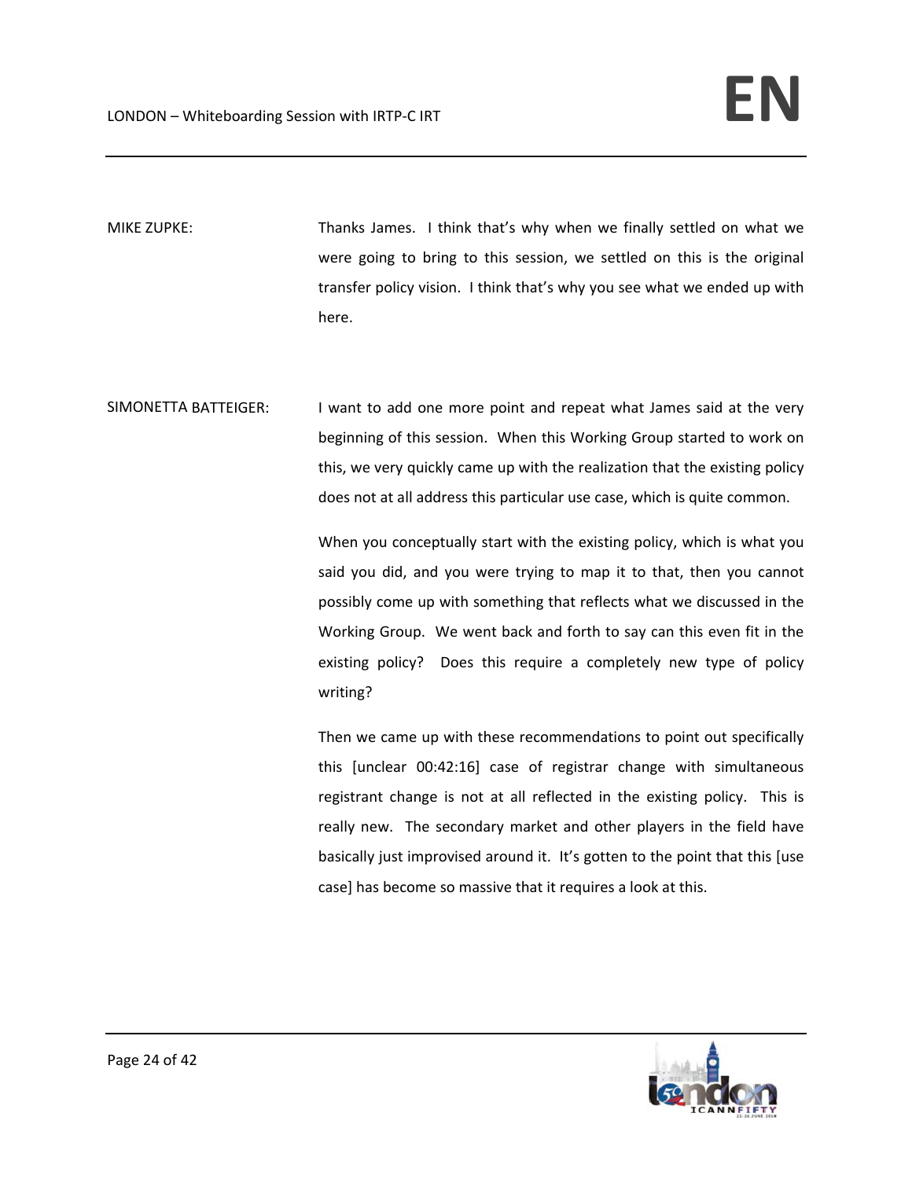MIKE ZUPKE: Thanks James. I think that's why when we finally settled on what we were going to bring to this session, we settled on this is the original transfer policy vision. I think that's why you see what we ended up with here.

SIMONETTA BATTEIGER: I want to add one more point and repeat what James said at the very beginning of this session. When this Working Group started to work on this, we very quickly came up with the realization that the existing policy does not at all address this particular use case, which is quite common.

When you conceptually start with the existing policy, which is what you said you did, and you were trying to map it to that, then you cannot possibly come up with something that reflects what we discussed in the Working Group. We went back and forth to say can this even fit in the existing policy? Does this require a completely new type of policy writing?

Then we came up with these recommendations to point out specifically this [unclear 00:42:16] case of registrar change with simultaneous registrant change is not at all reflected in the existing policy. This is really new. The secondary market and other players in the field have basically just improvised around it. It's gotten to the point that this [use case] has become so massive that it requires a look at this.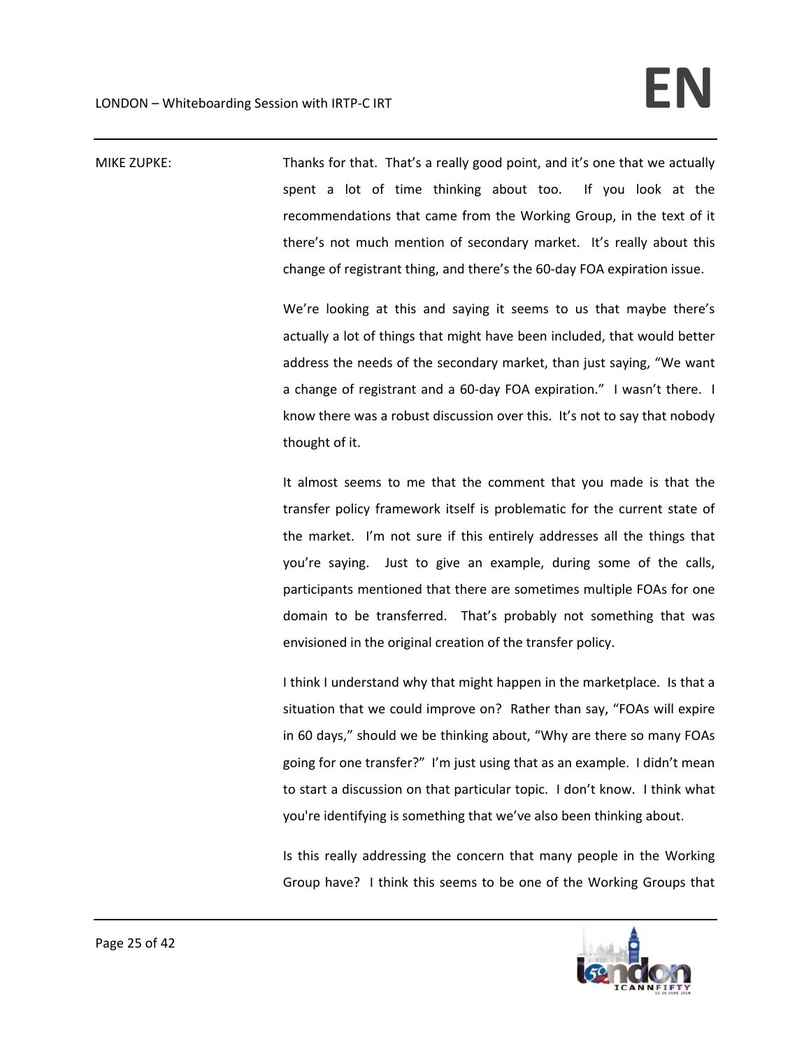MIKE ZUPKE: Thanks for that. That's a really good point, and it's one that we actually spent a lot of time thinking about too. If you look at the recommendations that came from the Working Group, in the text of it there's not much mention of secondary market. It's really about this change of registrant thing, and there's the 60-day FOA expiration issue.

We're looking at this and saying it seems to us that maybe there's actually a lot of things that might have been included, that would better address the needs of the secondary market, than just saying, "We want a change of registrant and a 60-day FOA expiration." I wasn't there. I know there was a robust discussion over this. It's not to say that nobody thought of it.

It almost seems to me that the comment that you made is that the transfer policy framework itself is problematic for the current state of the market. I'm not sure if this entirely addresses all the things that you're saying. Just to give an example, during some of the calls, participants mentioned that there are sometimes multiple FOAs for one domain to be transferred. That's probably not something that was envisioned in the original creation of the transfer policy.

I think I understand why that might happen in the marketplace. Is that a situation that we could improve on? Rather than say, "FOAs will expire in 60 days," should we be thinking about, "Why are there so many FOAs going for one transfer?" I'm just using that as an example. I didn't mean to start a discussion on that particular topic. I don't know. I think what you're identifying is something that we've also been thinking about.

Is this really addressing the concern that many people in the Working Group have? I think this seems to be one of the Working Groups that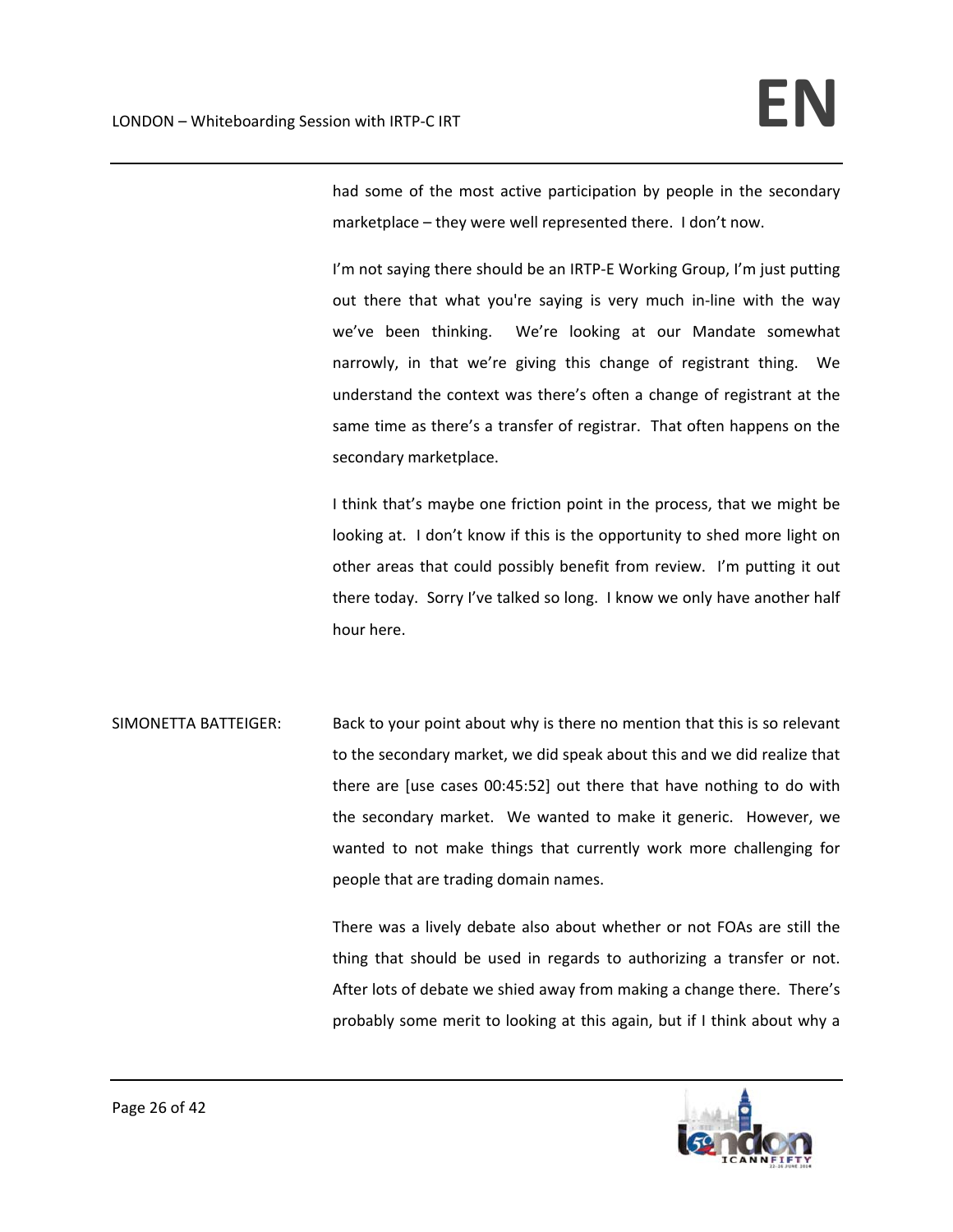had some of the most active participation by people in the secondary marketplace – they were well represented there. I don't now.

I'm not saying there should be an IRTP-E Working Group, I'm just putting out there that what you're saying is very much in-line with the way we've been thinking. We're looking at our Mandate somewhat narrowly, in that we're giving this change of registrant thing. We understand the context was there's often a change of registrant at the same time as there's a transfer of registrar. That often happens on the secondary marketplace.

I think that's maybe one friction point in the process, that we might be looking at. I don't know if this is the opportunity to shed more light on other areas that could possibly benefit from review. I'm putting it out there today. Sorry I've talked so long. I know we only have another half hour here.

SIMONETTA BATTEIGER: Back to your point about why is there no mention that this is so relevant to the secondary market, we did speak about this and we did realize that there are [use cases 00:45:52] out there that have nothing to do with the secondary market. We wanted to make it generic. However, we wanted to not make things that currently work more challenging for people that are trading domain names.

There was a lively debate also about whether or not FOAs are still the thing that should be used in regards to authorizing a transfer or not. After lots of debate we shied away from making a change there. There's probably some merit to looking at this again, but if I think about why a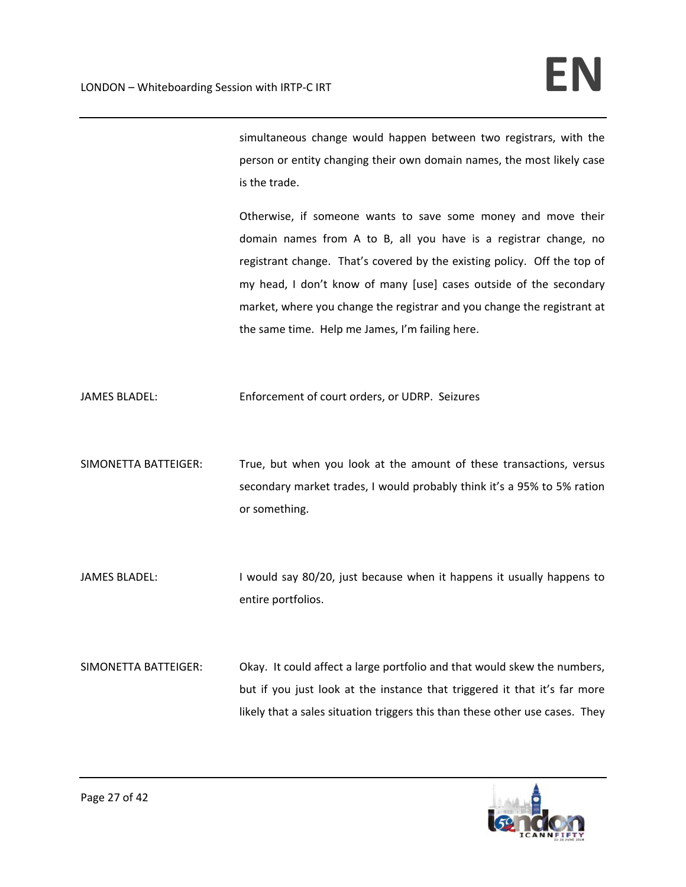simultaneous change would happen between two registrars, with the person or entity changing their own domain names, the most likely case is the trade.

Otherwise, if someone wants to save some money and move their domain names from A to B, all you have is a registrar change, no registrant change. That's covered by the existing policy. Off the top of my head, I don't know of many [use] cases outside of the secondary market, where you change the registrar and you change the registrant at the same time. Help me James, I'm failing here.

JAMES BLADEL: Enforcement of court orders, or UDRP. Seizures

SIMONETTA BATTEIGER: True, but when you look at the amount of these transactions, versus secondary market trades, I would probably think it's a 95% to 5% ration or something.

JAMES BLADEL: I would say 80/20, just because when it happens it usually happens to entire portfolios.

SIMONETTA BATTEIGER: Okay. It could affect a large portfolio and that would skew the numbers, but if you just look at the instance that triggered it that it's far more likely that a sales situation triggers this than these other use cases. They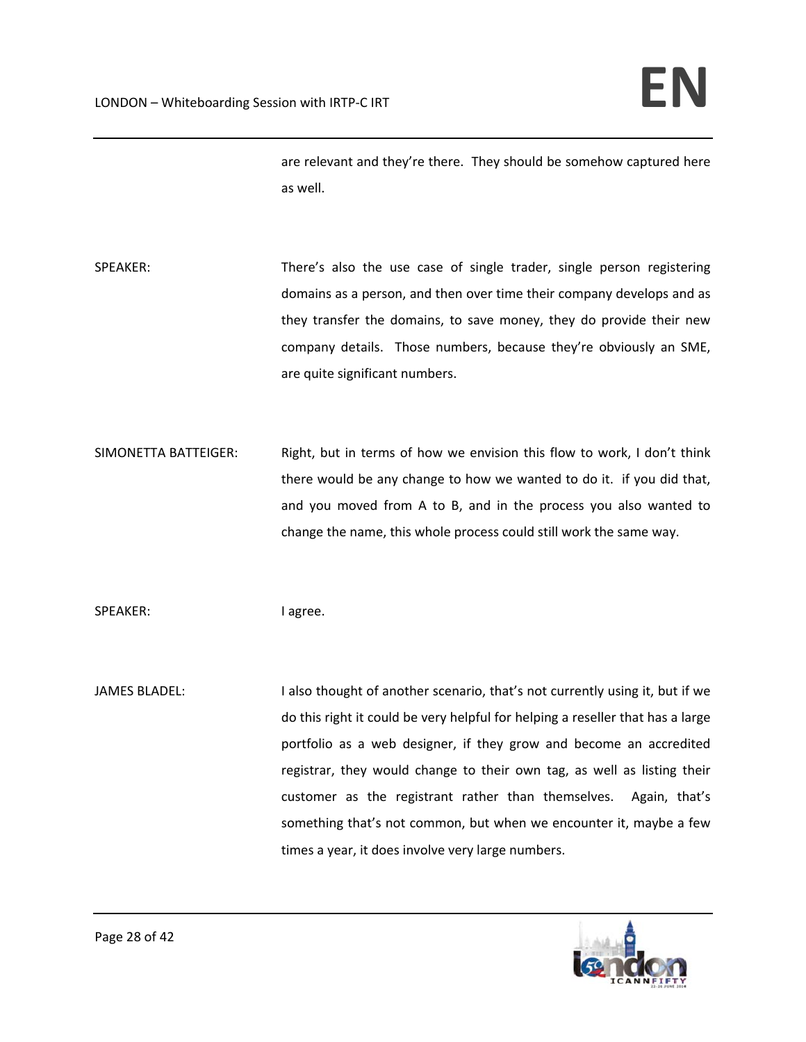are relevant and they're there. They should be somehow captured here as well.

SPEAKER: There's also the use case of single trader, single person registering domains as a person, and then over time their company develops and as they transfer the domains, to save money, they do provide their new company details. Those numbers, because they're obviously an SME, are quite significant numbers.

SIMONETTA BATTEIGER: Right, but in terms of how we envision this flow to work, I don't think there would be any change to how we wanted to do it. if you did that, and you moved from A to B, and in the process you also wanted to change the name, this whole process could still work the same way.

SPEAKER: I agree.

JAMES BLADEL: I also thought of another scenario, that's not currently using it, but if we do this right it could be very helpful for helping a reseller that has a large portfolio as a web designer, if they grow and become an accredited registrar, they would change to their own tag, as well as listing their customer as the registrant rather than themselves. Again, that's something that's not common, but when we encounter it, maybe a few times a year, it does involve very large numbers.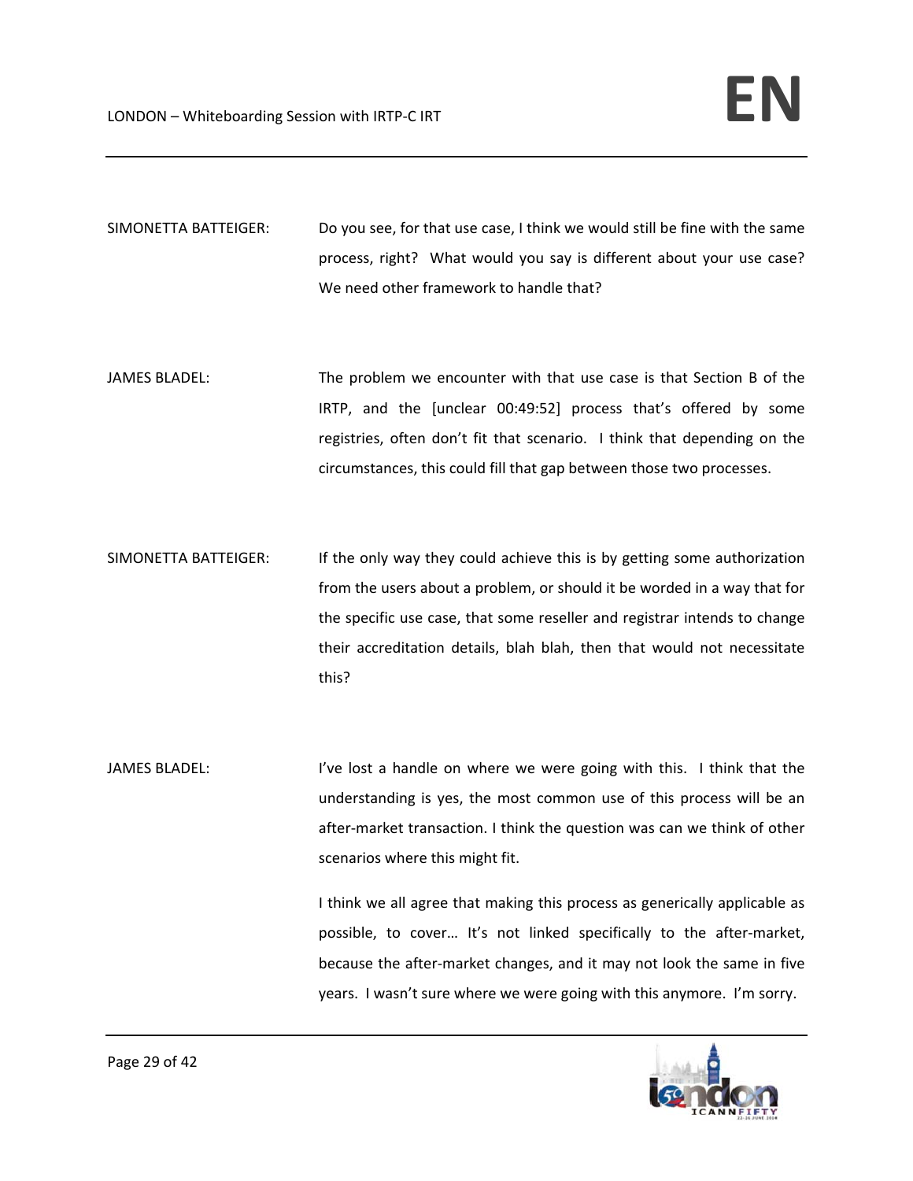SIMONETTA BATTEIGER: Do you see, for that use case, I think we would still be fine with the same process, right? What would you say is different about your use case? We need other framework to handle that?

JAMES BLADEL: The problem we encounter with that use case is that Section B of the IRTP, and the [unclear 00:49:52] process that's offered by some registries, often don't fit that scenario. I think that depending on the circumstances, this could fill that gap between those two processes.

SIMONETTA BATTEIGER: If the only way they could achieve this is by getting some authorization from the users about a problem, or should it be worded in a way that for the specific use case, that some reseller and registrar intends to change their accreditation details, blah blah, then that would not necessitate this?

JAMES BLADEL: I've lost a handle on where we were going with this. I think that the understanding is yes, the most common use of this process will be an after-market transaction. I think the question was can we think of other scenarios where this might fit.

I think we all agree that making this process as generically applicable as possible, to cover… It's not linked specifically to the after-market, because the after-market changes, and it may not look the same in five years. I wasn't sure where we were going with this anymore. I'm sorry.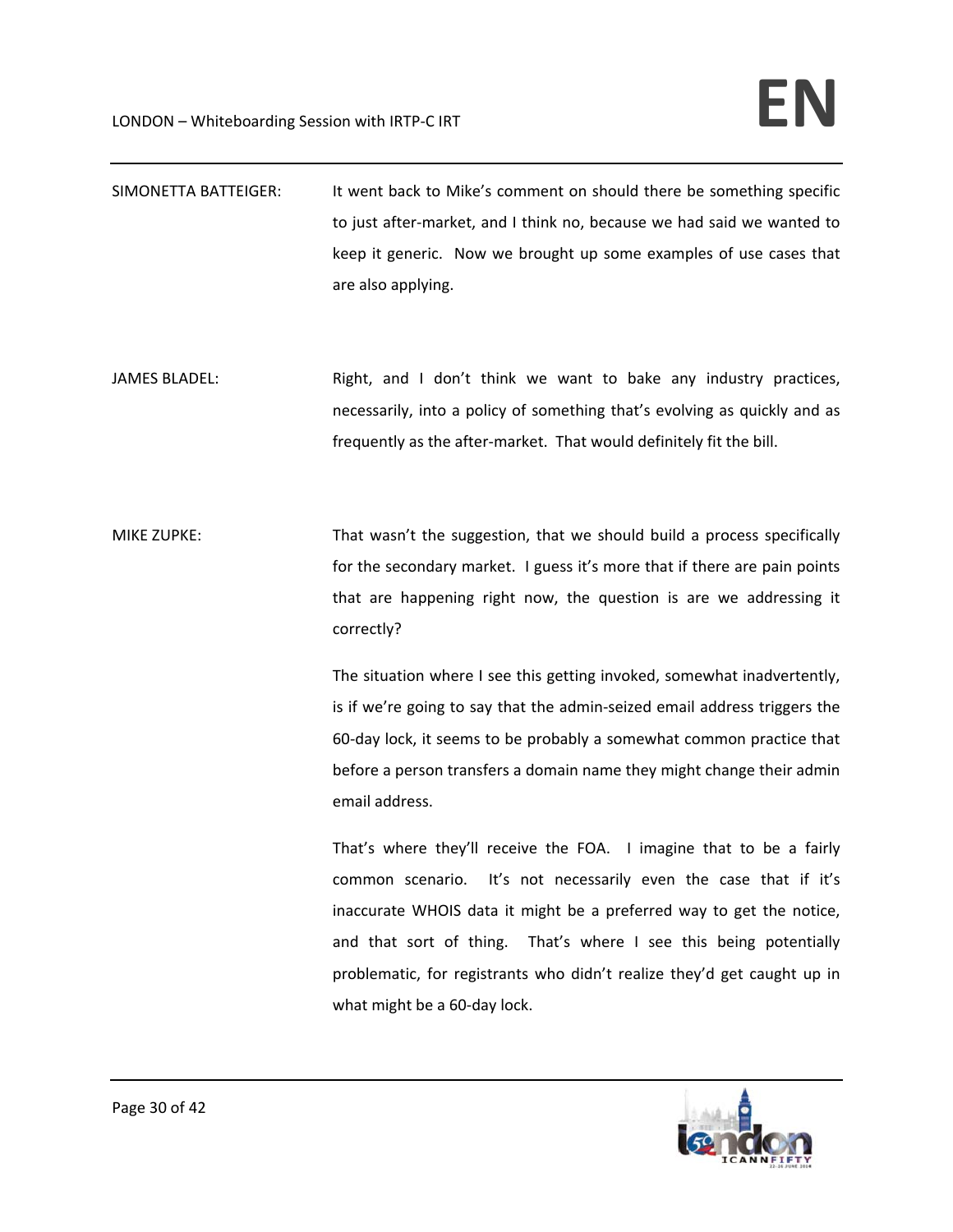SIMONETTA BATTEIGER: It went back to Mike's comment on should there be something specific to just after-market, and I think no, because we had said we wanted to keep it generic. Now we brought up some examples of use cases that are also applying.

JAMES BLADEL: Right, and I don't think we want to bake any industry practices, necessarily, into a policy of something that's evolving as quickly and as frequently as the after-market. That would definitely fit the bill.

MIKE ZUPKE: That wasn't the suggestion, that we should build a process specifically for the secondary market. I guess it's more that if there are pain points that are happening right now, the question is are we addressing it correctly?

The situation where I see this getting invoked, somewhat inadvertently, is if we're going to say that the admin-seized email address triggers the 60-day lock, it seems to be probably a somewhat common practice that before a person transfers a domain name they might change their admin email address.

That's where they'll receive the FOA. I imagine that to be a fairly common scenario. It's not necessarily even the case that if it's inaccurate WHOIS data it might be a preferred way to get the notice, and that sort of thing. That's where I see this being potentially problematic, for registrants who didn't realize they'd get caught up in what might be a 60-day lock.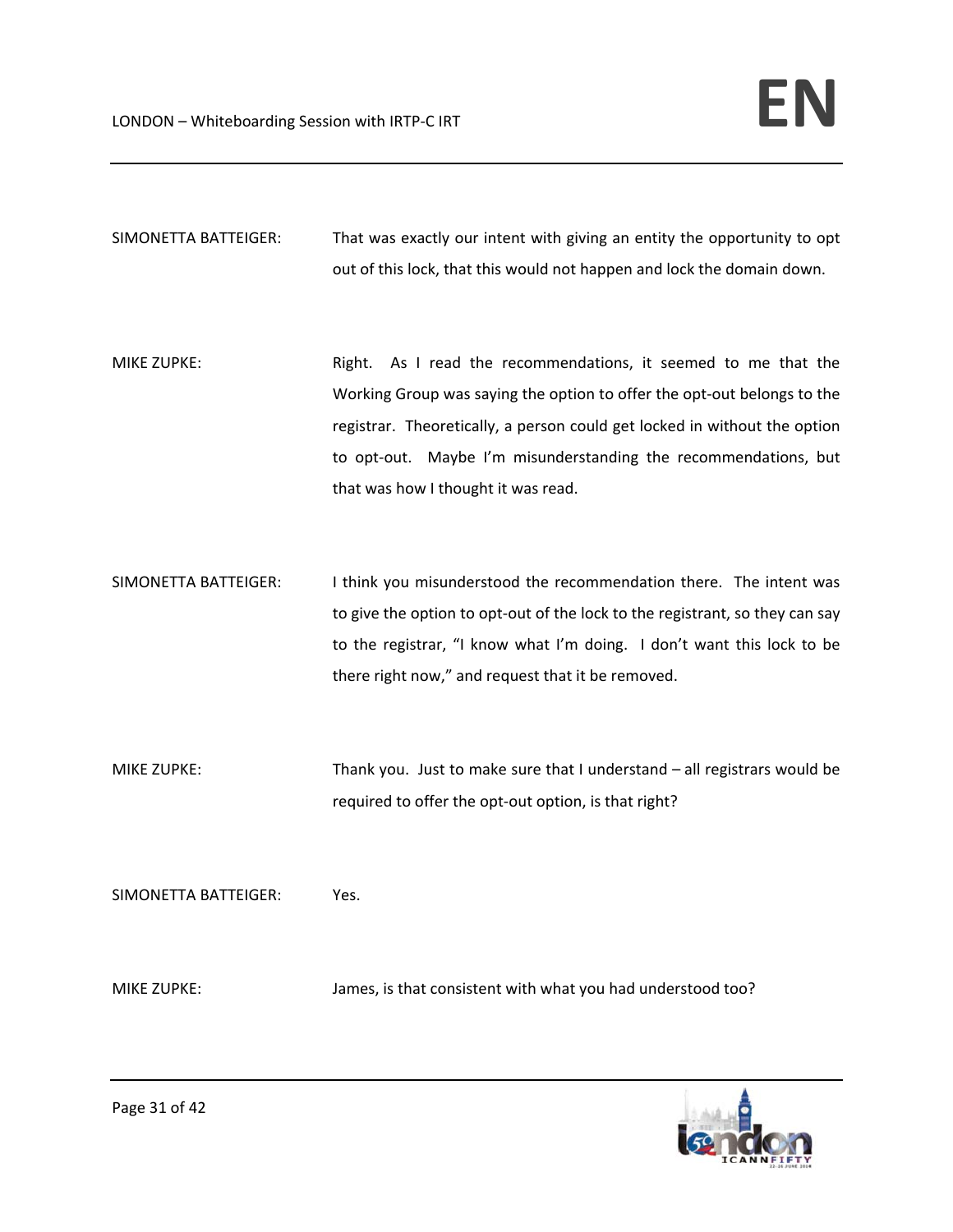SIMONETTA BATTEIGER: That was exactly our intent with giving an entity the opportunity to opt out of this lock, that this would not happen and lock the domain down.

MIKE ZUPKE: Right. As I read the recommendations, it seemed to me that the Working Group was saying the option to offer the opt-out belongs to the registrar. Theoretically, a person could get locked in without the option to opt-out. Maybe I'm misunderstanding the recommendations, but that was how I thought it was read.

SIMONETTA BATTEIGER: I think you misunderstood the recommendation there. The intent was to give the option to opt-out of the lock to the registrant, so they can say to the registrar, "I know what I'm doing. I don't want this lock to be there right now," and request that it be removed.

MIKE ZUPKE: Thank you. Just to make sure that I understand – all registrars would be required to offer the opt-out option, is that right?

SIMONETTA BATTEIGER: Yes.

MIKE ZUPKE: James, is that consistent with what you had understood too?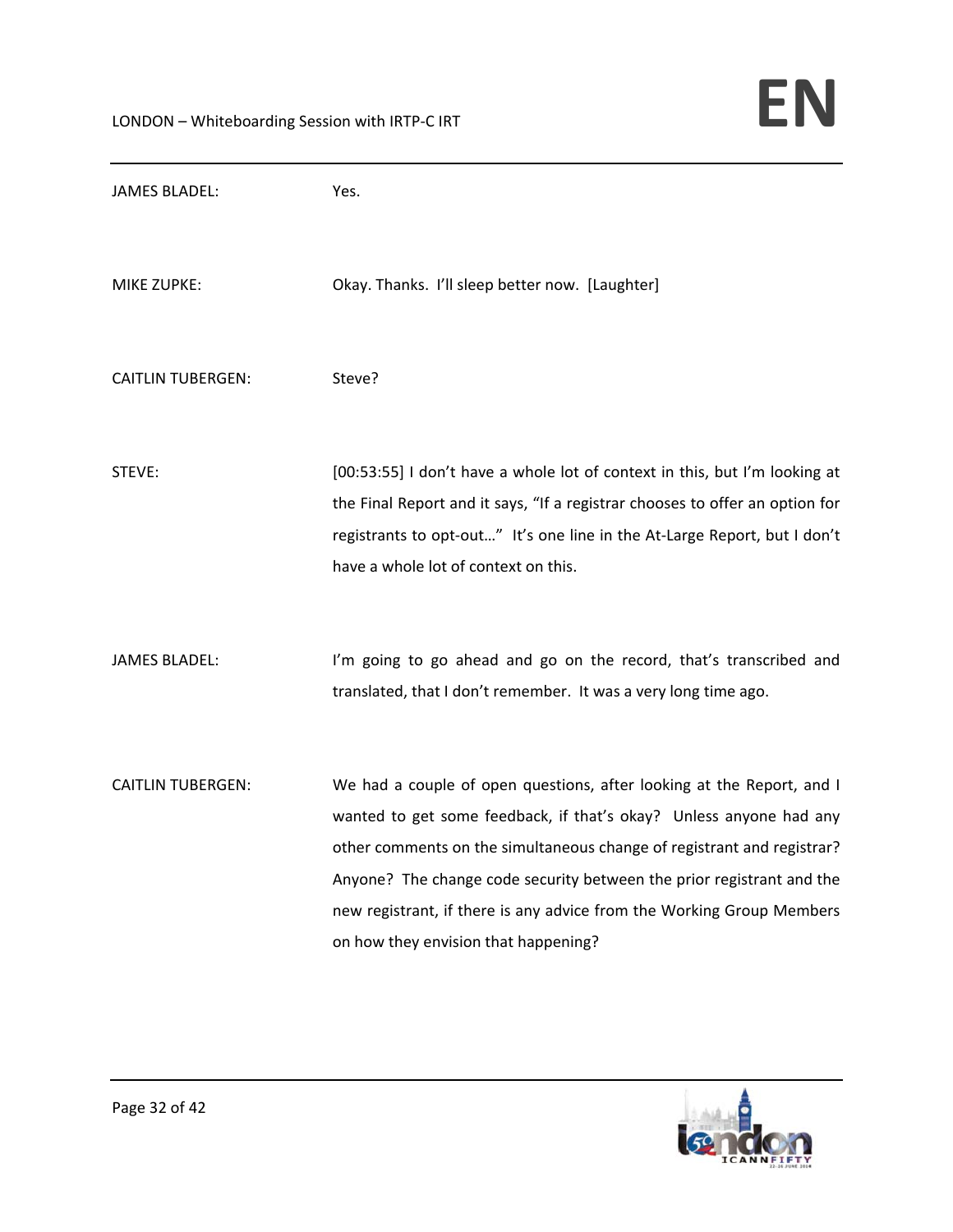JAMES BLADEL: Yes.

MIKE ZUPKE: Okay. Thanks. I'll sleep better now. [Laughter]

CAITLIN TUBERGEN: Steve?

STEVE: [00:53:55] I don't have a whole lot of context in this, but I'm looking at the Final Report and it says, "If a registrar chooses to offer an option for registrants to opt-out…" It's one line in the At-Large Report, but I don't have a whole lot of context on this.

JAMES BLADEL: I'm going to go ahead and go on the record, that's transcribed and translated, that I don't remember. It was a very long time ago.

CAITLIN TUBERGEN: We had a couple of open questions, after looking at the Report, and I wanted to get some feedback, if that's okay? Unless anyone had any other comments on the simultaneous change of registrant and registrar? Anyone? The change code security between the prior registrant and the new registrant, if there is any advice from the Working Group Members on how they envision that happening?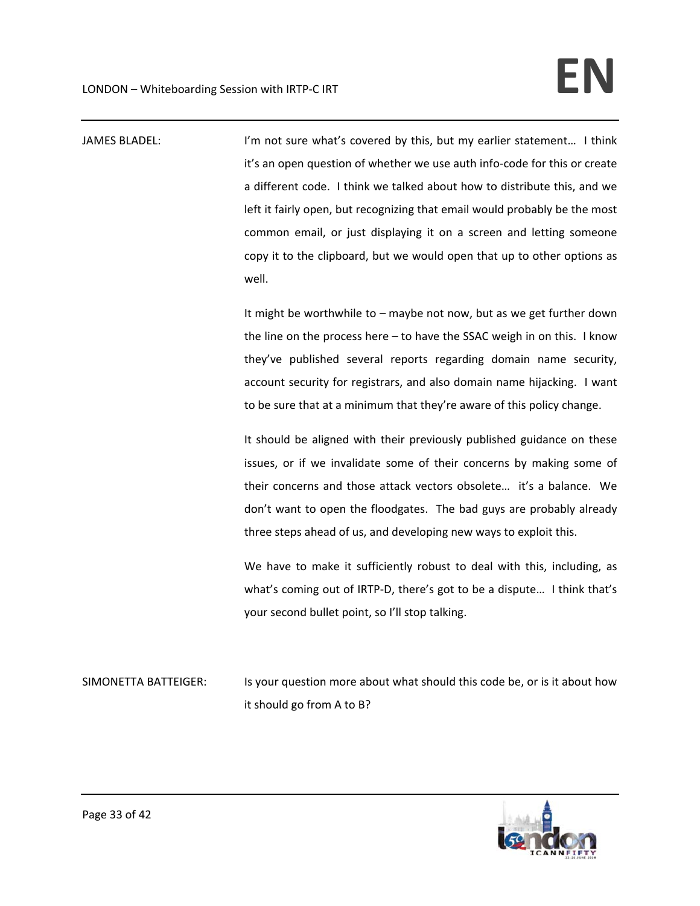JAMES BLADEL: I'm not sure what's covered by this, but my earlier statement… I think it's an open question of whether we use auth info-code for this or create a different code. I think we talked about how to distribute this, and we left it fairly open, but recognizing that email would probably be the most common email, or just displaying it on a screen and letting someone copy it to the clipboard, but we would open that up to other options as well.

It might be worthwhile to – maybe not now, but as we get further down the line on the process here – to have the SSAC weigh in on this. I know they've published several reports regarding domain name security, account security for registrars, and also domain name hijacking. I want to be sure that at a minimum that they're aware of this policy change.

It should be aligned with their previously published guidance on these issues, or if we invalidate some of their concerns by making some of their concerns and those attack vectors obsolete… it's a balance. We don't want to open the floodgates. The bad guys are probably already three steps ahead of us, and developing new ways to exploit this.

We have to make it sufficiently robust to deal with this, including, as what's coming out of IRTP-D, there's got to be a dispute… I think that's your second bullet point, so I'll stop talking.

SIMONETTA BATTEIGER: Is your question more about what should this code be, or is it about how it should go from A to B?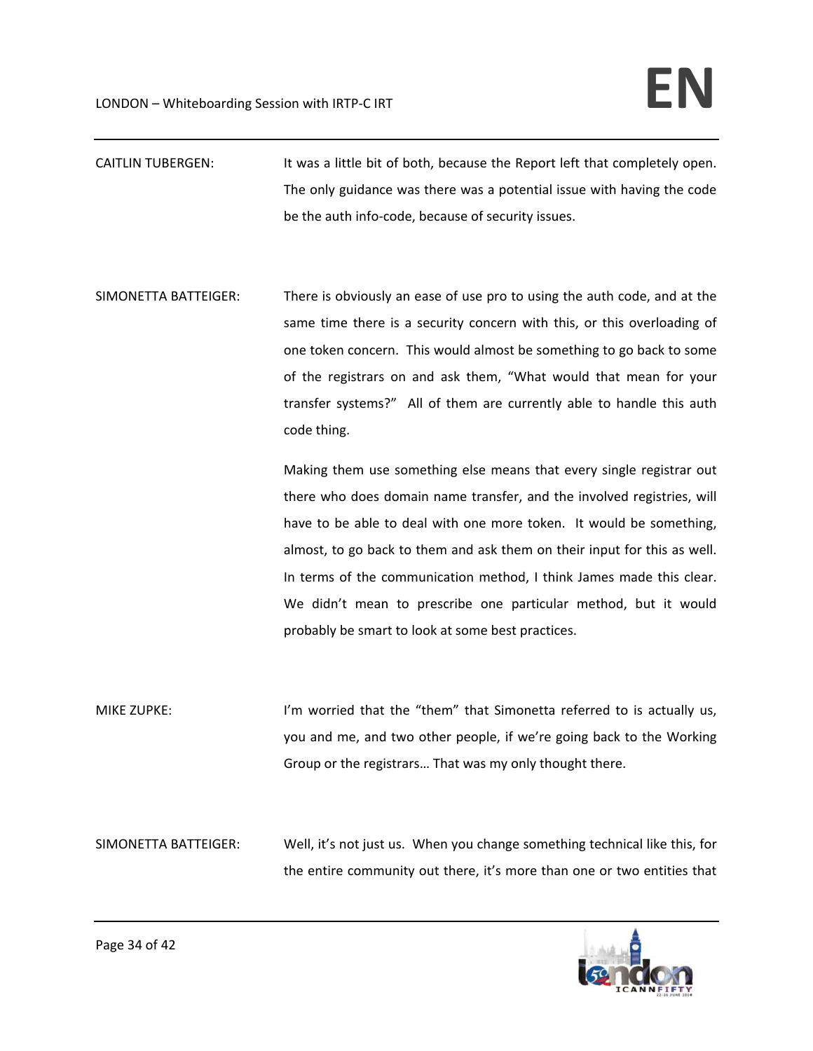CAITLIN TUBERGEN: It was a little bit of both, because the Report left that completely open. The only guidance was there was a potential issue with having the code be the auth info-code, because of security issues.

SIMONETTA BATTEIGER: There is obviously an ease of use pro to using the auth code, and at the same time there is a security concern with this, or this overloading of one token concern. This would almost be something to go back to some of the registrars on and ask them, "What would that mean for your transfer systems?" All of them are currently able to handle this auth code thing.

Making them use something else means that every single registrar out there who does domain name transfer, and the involved registries, will have to be able to deal with one more token. It would be something, almost, to go back to them and ask them on their input for this as well. In terms of the communication method, I think James made this clear. We didn't mean to prescribe one particular method, but it would probably be smart to look at some best practices.

MIKE ZUPKE: I'm worried that the "them" that Simonetta referred to is actually us, you and me, and two other people, if we're going back to the Working Group or the registrars… That was my only thought there.

SIMONETTA BATTEIGER: Well, it's not just us. When you change something technical like this, for the entire community out there, it's more than one or two entities that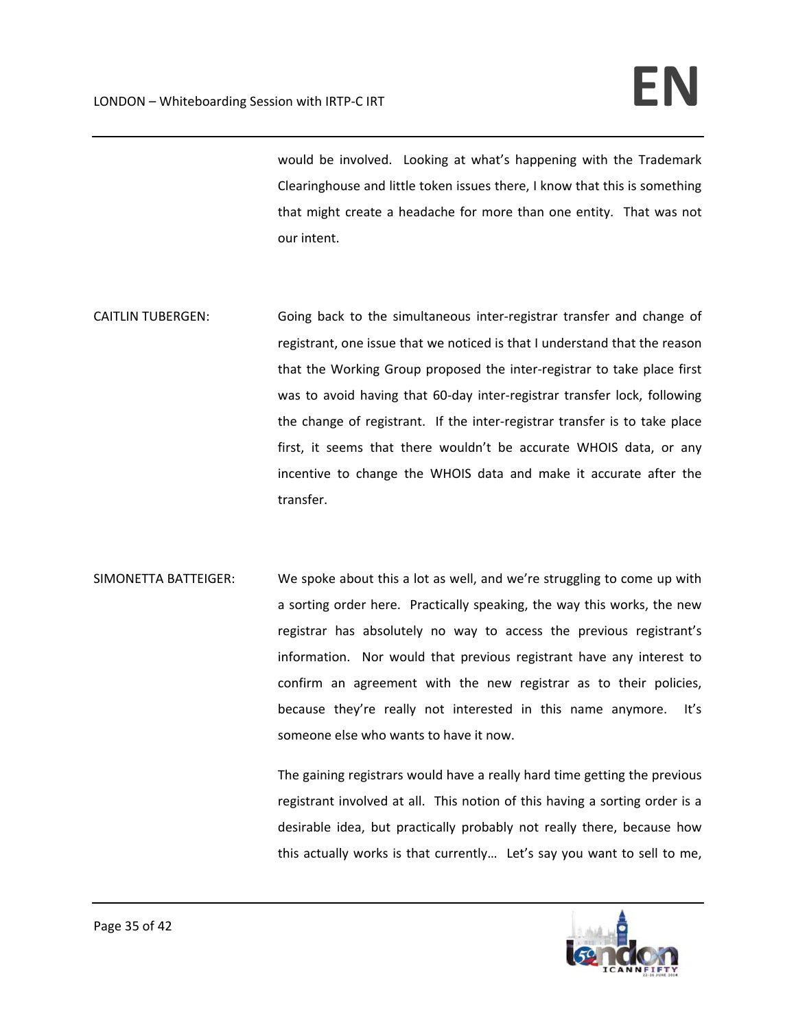would be involved. Looking at what's happening with the Trademark Clearinghouse and little token issues there, I know that this is something that might create a headache for more than one entity. That was not our intent.

CAITLIN TUBERGEN: Going back to the simultaneous inter-registrar transfer and change of registrant, one issue that we noticed is that I understand that the reason that the Working Group proposed the inter-registrar to take place first was to avoid having that 60-day inter-registrar transfer lock, following the change of registrant. If the inter-registrar transfer is to take place first, it seems that there wouldn't be accurate WHOIS data, or any incentive to change the WHOIS data and make it accurate after the transfer.

SIMONETTA BATTEIGER: We spoke about this a lot as well, and we're struggling to come up with a sorting order here. Practically speaking, the way this works, the new registrar has absolutely no way to access the previous registrant's information. Nor would that previous registrant have any interest to confirm an agreement with the new registrar as to their policies, because they're really not interested in this name anymore. It's someone else who wants to have it now.

The gaining registrars would have a really hard time getting the previous registrant involved at all. This notion of this having a sorting order is a desirable idea, but practically probably not really there, because how this actually works is that currently… Let's say you want to sell to me,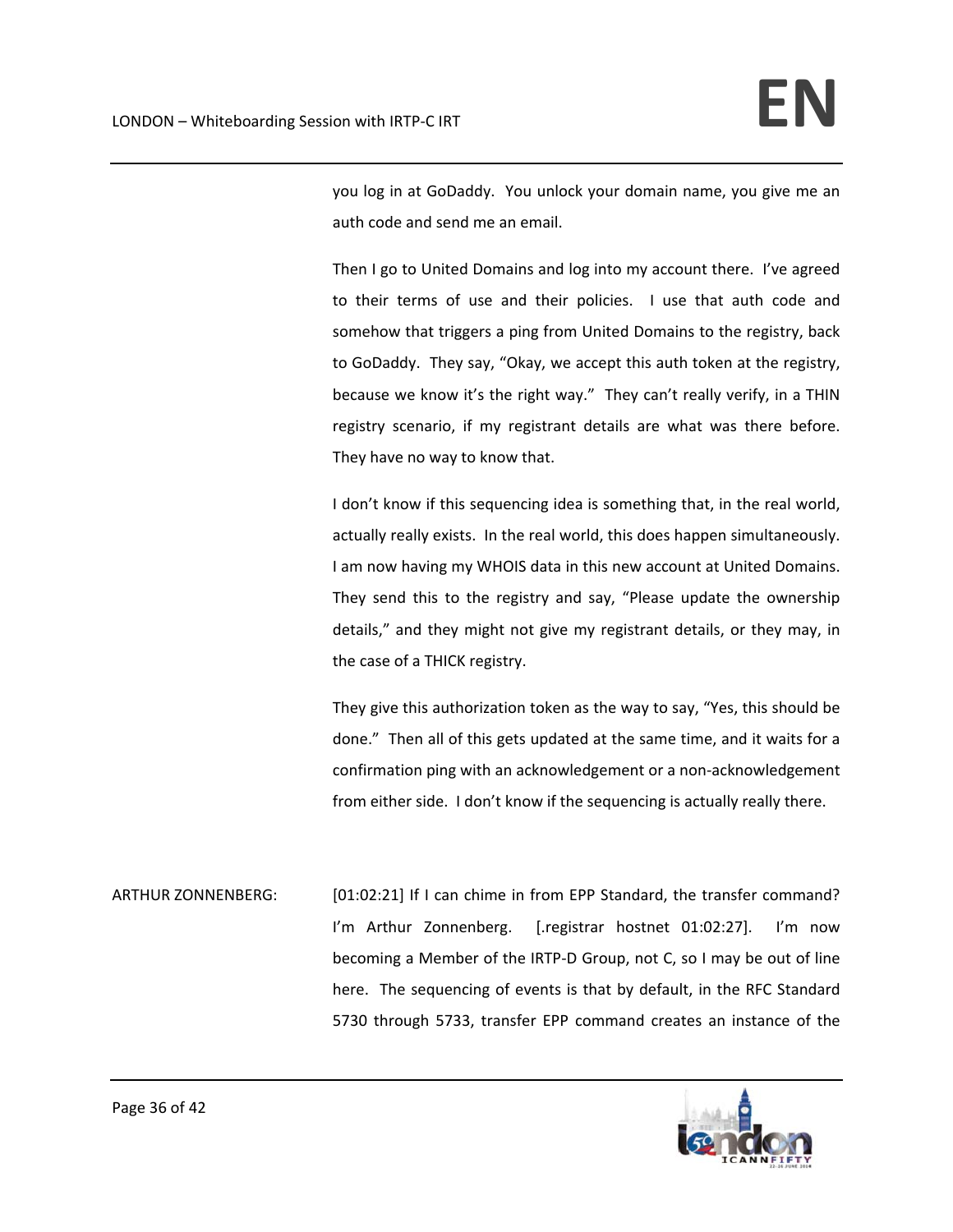you log in at GoDaddy. You unlock your domain name, you give me an auth code and send me an email.

Then I go to United Domains and log into my account there. I've agreed to their terms of use and their policies. I use that auth code and somehow that triggers a ping from United Domains to the registry, back to GoDaddy. They say, "Okay, we accept this auth token at the registry, because we know it's the right way." They can't really verify, in a THIN registry scenario, if my registrant details are what was there before. They have no way to know that.

I don't know if this sequencing idea is something that, in the real world, actually really exists. In the real world, this does happen simultaneously. I am now having my WHOIS data in this new account at United Domains. They send this to the registry and say, "Please update the ownership details," and they might not give my registrant details, or they may, in the case of a THICK registry.

They give this authorization token as the way to say, "Yes, this should be done." Then all of this gets updated at the same time, and it waits for a confirmation ping with an acknowledgement or a non-acknowledgement from either side. I don't know if the sequencing is actually really there.

ARTHUR ZONNENBERG: [01:02:21] If I can chime in from EPP Standard, the transfer command? I'm Arthur Zonnenberg. [.registrar hostnet 01:02:27]. I'm now becoming a Member of the IRTP-D Group, not C, so I may be out of line here. The sequencing of events is that by default, in the RFC Standard 5730 through 5733, transfer EPP command creates an instance of the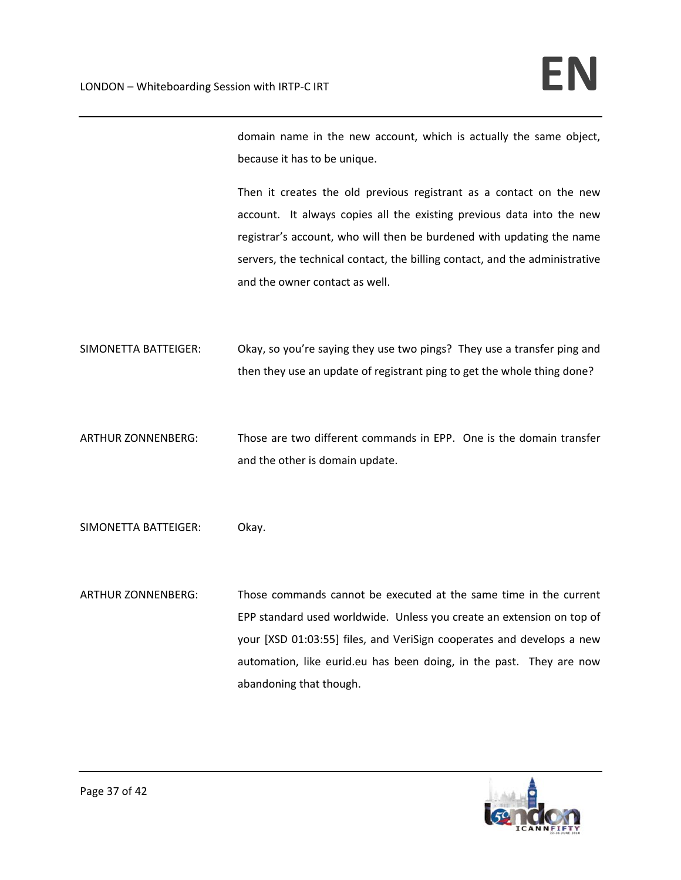domain name in the new account, which is actually the same object, because it has to be unique.

Then it creates the old previous registrant as a contact on the new account. It always copies all the existing previous data into the new registrar's account, who will then be burdened with updating the name servers, the technical contact, the billing contact, and the administrative and the owner contact as well.

SIMONETTA BATTEIGER: Okay, so you're saying they use two pings? They use a transfer ping and then they use an update of registrant ping to get the whole thing done?

ARTHUR ZONNENBERG: Those are two different commands in EPP. One is the domain transfer and the other is domain update.

SIMONETTA BATTEIGER: Okay.

ARTHUR ZONNENBERG: Those commands cannot be executed at the same time in the current EPP standard used worldwide. Unless you create an extension on top of your [XSD 01:03:55] files, and VeriSign cooperates and develops a new automation, like eurid.eu has been doing, in the past. They are now abandoning that though.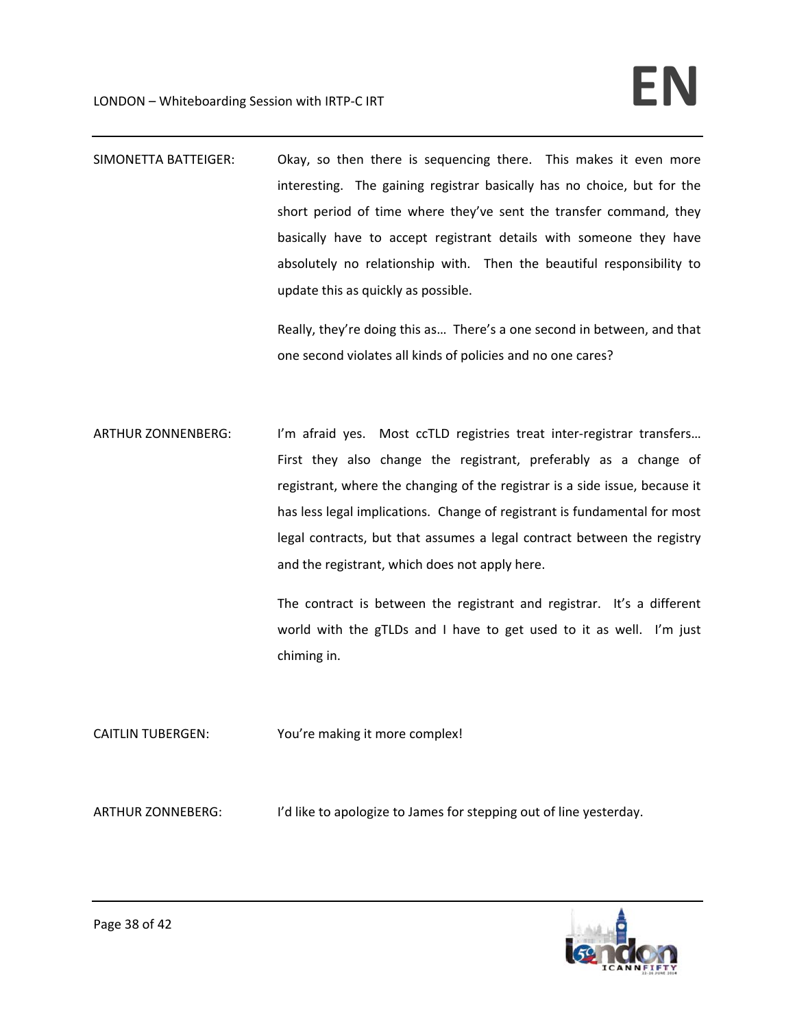SIMONETTA BATTEIGER: Okay, so then there is sequencing there. This makes it even more interesting. The gaining registrar basically has no choice, but for the short period of time where they've sent the transfer command, they basically have to accept registrant details with someone they have absolutely no relationship with. Then the beautiful responsibility to update this as quickly as possible.

Really, they're doing this as… There's a one second in between, and that one second violates all kinds of policies and no one cares?

ARTHUR ZONNENBERG: I'm afraid yes. Most ccTLD registries treat inter-registrar transfers… First they also change the registrant, preferably as a change of registrant, where the changing of the registrar is a side issue, because it has less legal implications. Change of registrant is fundamental for most legal contracts, but that assumes a legal contract between the registry and the registrant, which does not apply here.

The contract is between the registrant and registrar. It's a different world with the gTLDs and I have to get used to it as well. I'm just chiming in.

CAITLIN TUBERGEN: You're making it more complex!

ARTHUR ZONNEBERG: I'd like to apologize to James for stepping out of line yesterday.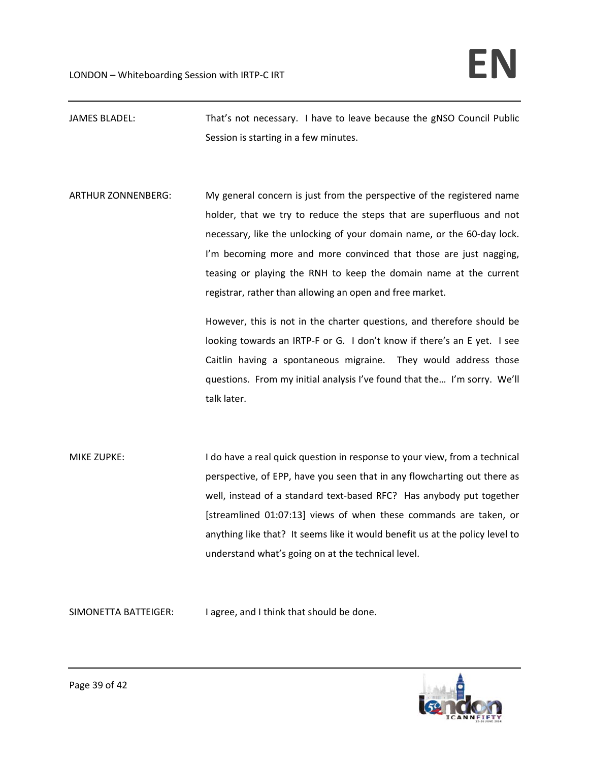JAMES BLADEL: That's not necessary. I have to leave because the gNSO Council Public Session is starting in a few minutes.

ARTHUR ZONNENBERG: My general concern is just from the perspective of the registered name holder, that we try to reduce the steps that are superfluous and not necessary, like the unlocking of your domain name, or the 60-day lock. I'm becoming more and more convinced that those are just nagging, teasing or playing the RNH to keep the domain name at the current registrar, rather than allowing an open and free market.

However, this is not in the charter questions, and therefore should be looking towards an IRTP-F or G. I don't know if there's an E yet. I see Caitlin having a spontaneous migraine. They would address those questions. From my initial analysis I've found that the… I'm sorry. We'll talk later.

MIKE ZUPKE: I do have a real quick question in response to your view, from a technical perspective, of EPP, have you seen that in any flowcharting out there as well, instead of a standard text-based RFC? Has anybody put together [streamlined 01:07:13] views of when these commands are taken, or anything like that? It seems like it would benefit us at the policy level to understand what's going on at the technical level.

SIMONETTA BATTEIGER: I agree, and I think that should be done.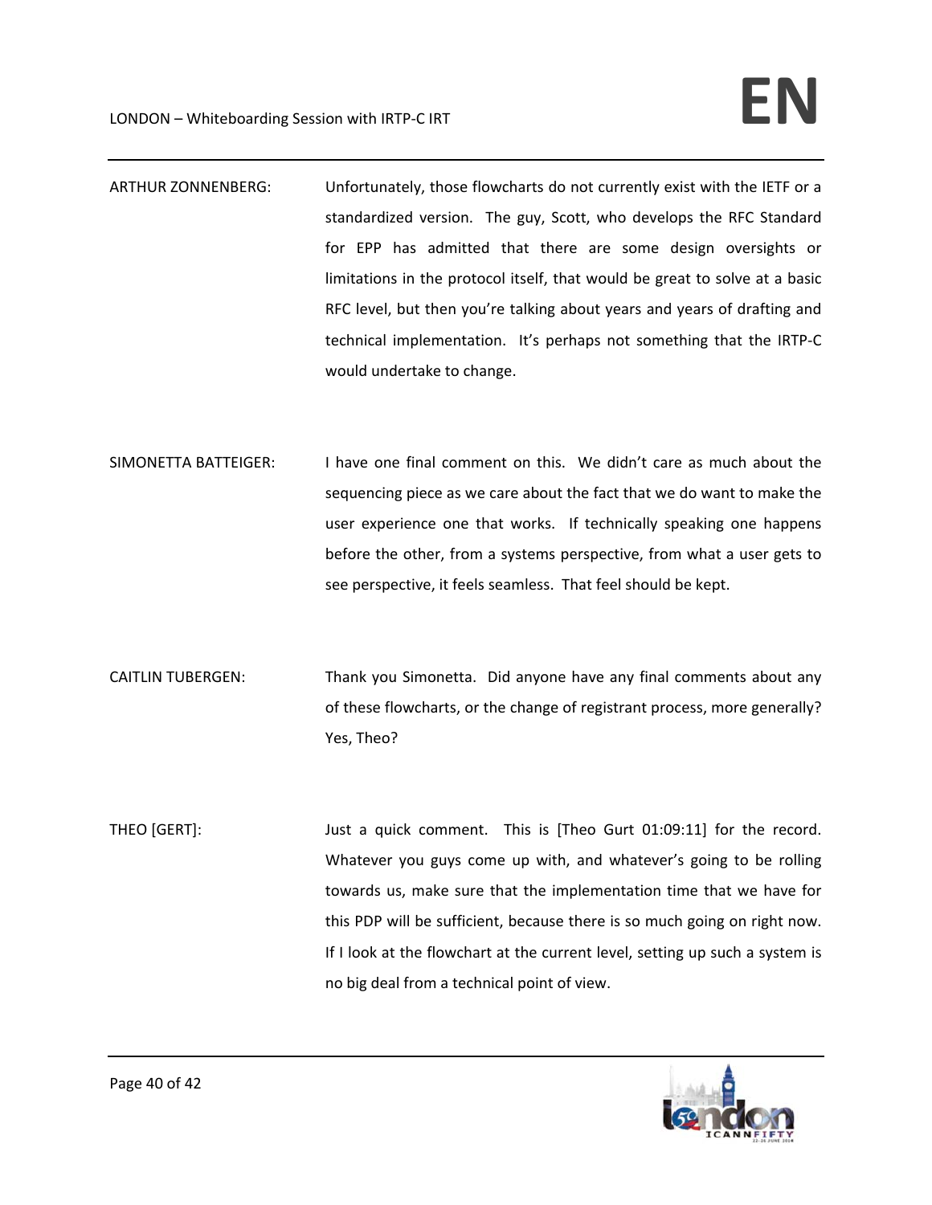ARTHUR ZONNENBERG: Unfortunately, those flowcharts do not currently exist with the IETF or a standardized version. The guy, Scott, who develops the RFC Standard for EPP has admitted that there are some design oversights or limitations in the protocol itself, that would be great to solve at a basic RFC level, but then you're talking about years and years of drafting and technical implementation. It's perhaps not something that the IRTP-C would undertake to change.

SIMONETTA BATTEIGER: I have one final comment on this. We didn't care as much about the sequencing piece as we care about the fact that we do want to make the user experience one that works. If technically speaking one happens before the other, from a systems perspective, from what a user gets to see perspective, it feels seamless. That feel should be kept.

CAITLIN TUBERGEN: Thank you Simonetta. Did anyone have any final comments about any of these flowcharts, or the change of registrant process, more generally? Yes, Theo?

THEO [GERT]: Just a quick comment. This is [Theo Gurt 01:09:11] for the record. Whatever you guys come up with, and whatever's going to be rolling towards us, make sure that the implementation time that we have for this PDP will be sufficient, because there is so much going on right now. If I look at the flowchart at the current level, setting up such a system is no big deal from a technical point of view.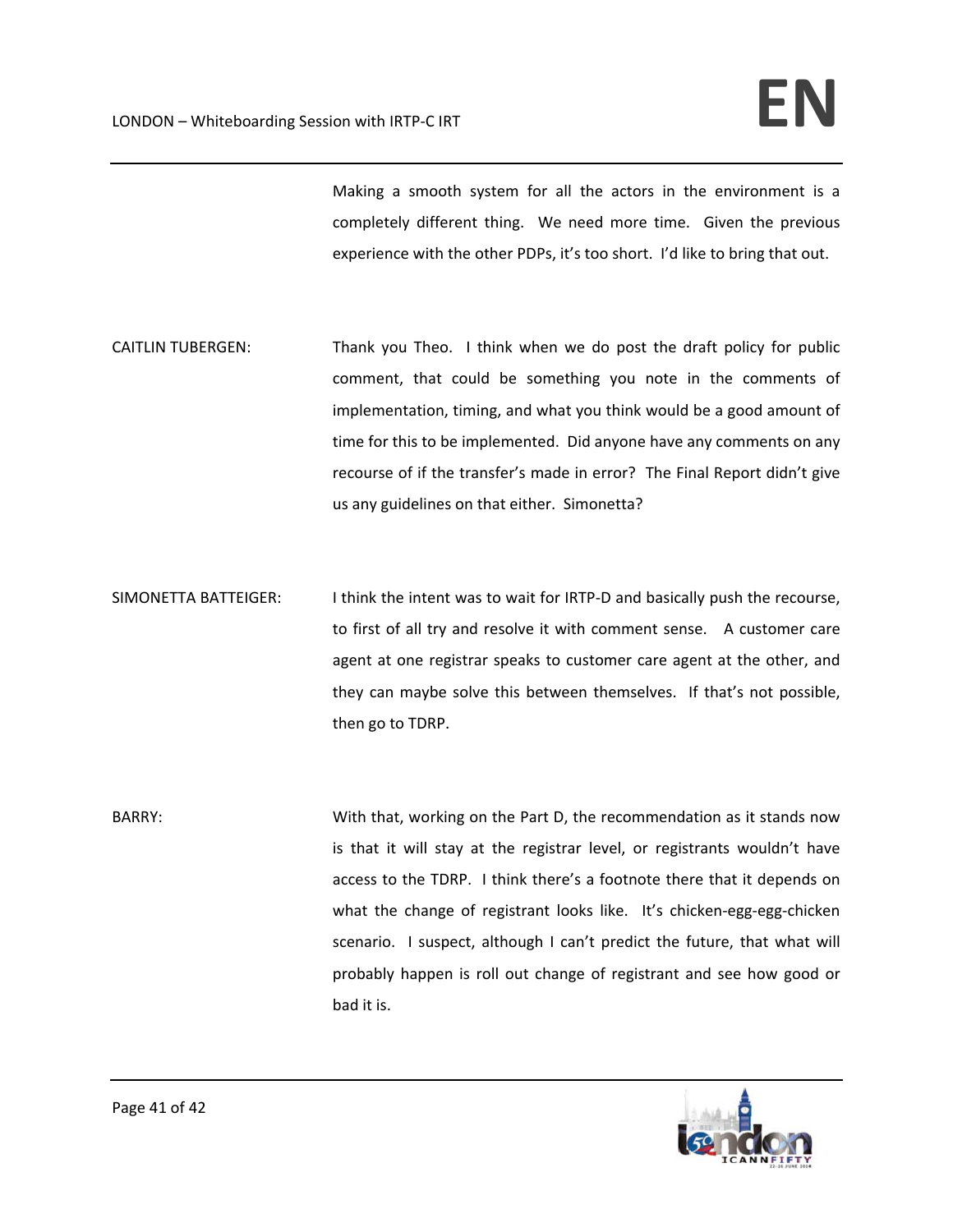Making a smooth system for all the actors in the environment is a completely different thing. We need more time. Given the previous experience with the other PDPs, it's too short. I'd like to bring that out.

CAITLIN TUBERGEN: Thank you Theo. I think when we do post the draft policy for public comment, that could be something you note in the comments of implementation, timing, and what you think would be a good amount of time for this to be implemented. Did anyone have any comments on any recourse of if the transfer's made in error? The Final Report didn't give us any guidelines on that either. Simonetta?

SIMONETTA BATTEIGER: I think the intent was to wait for IRTP-D and basically push the recourse, to first of all try and resolve it with comment sense. A customer care agent at one registrar speaks to customer care agent at the other, and they can maybe solve this between themselves. If that's not possible, then go to TDRP.

BARRY: With that, working on the Part D, the recommendation as it stands now is that it will stay at the registrar level, or registrants wouldn't have access to the TDRP. I think there's a footnote there that it depends on what the change of registrant looks like. It's chicken-egg-egg-chicken scenario. I suspect, although I can't predict the future, that what will probably happen is roll out change of registrant and see how good or bad it is.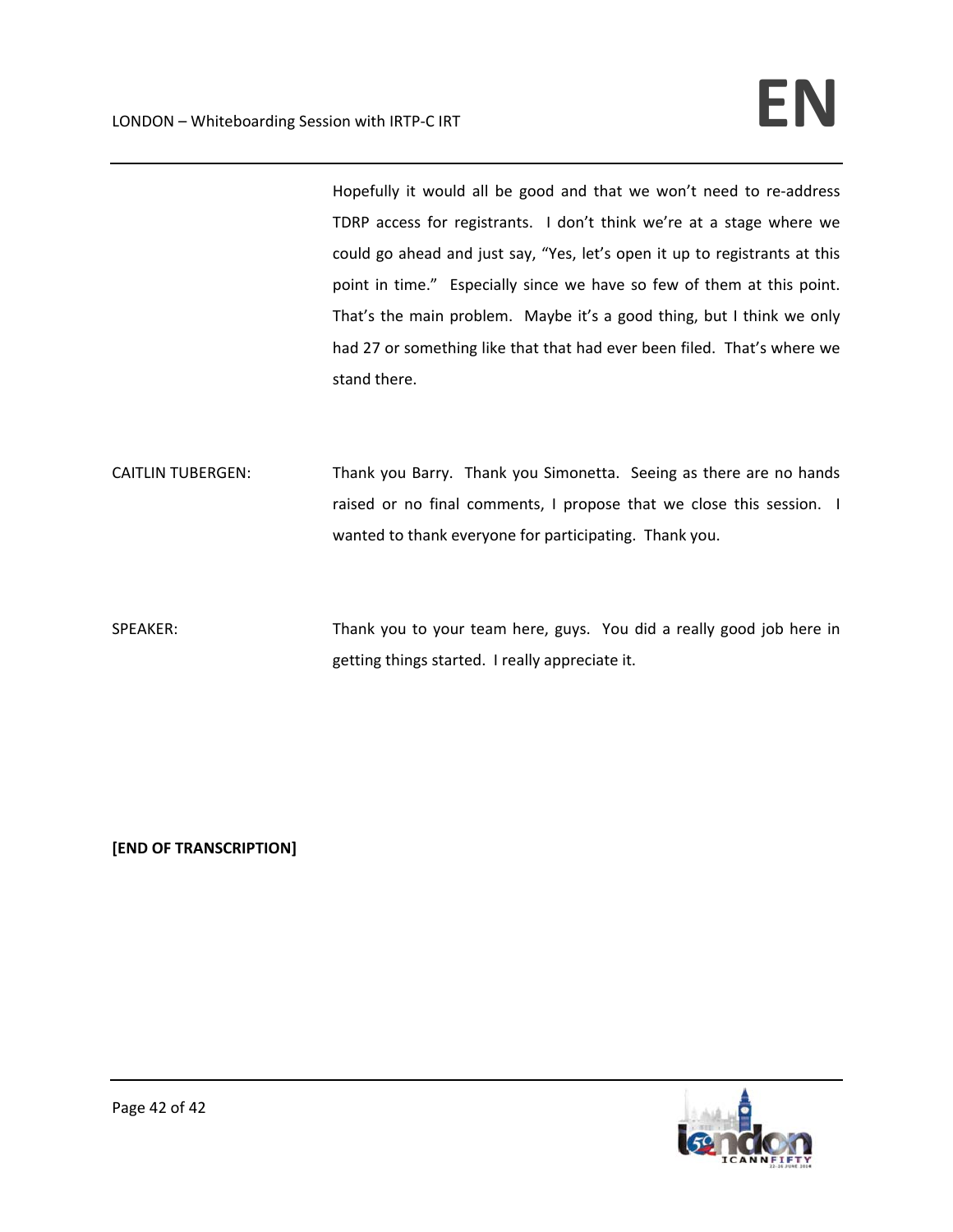Hopefully it would all be good and that we won't need to re-address TDRP access for registrants. I don't think we're at a stage where we could go ahead and just say, "Yes, let's open it up to registrants at this point in time." Especially since we have so few of them at this point. That's the main problem. Maybe it's a good thing, but I think we only had 27 or something like that that had ever been filed. That's where we stand there.

CAITLIN TUBERGEN: Thank you Barry. Thank you Simonetta. Seeing as there are no hands raised or no final comments, I propose that we close this session. I wanted to thank everyone for participating. Thank you.

SPEAKER: Thank you to your team here, guys. You did a really good job here in getting things started. I really appreciate it.

**[END OF TRANSCRIPTION]**